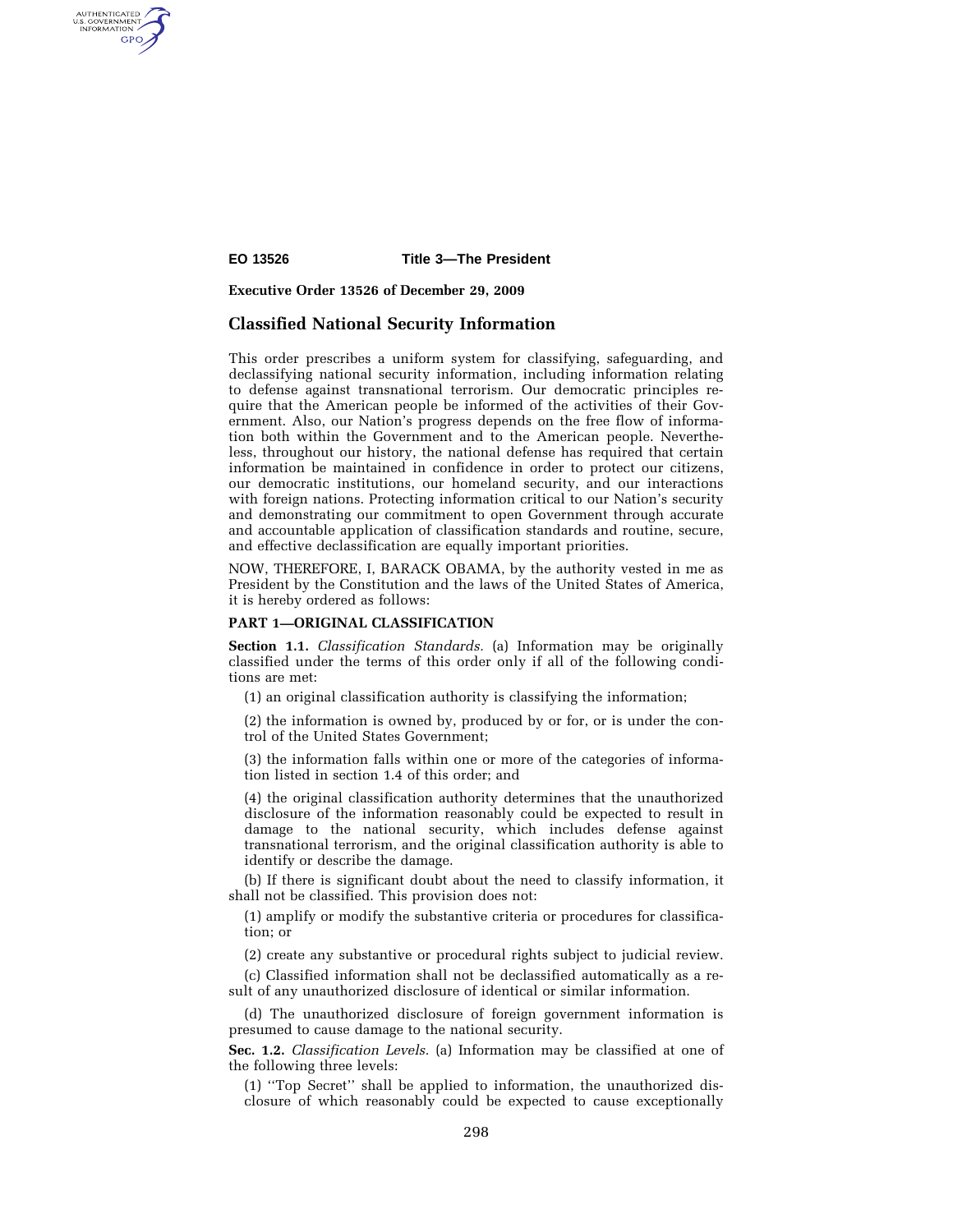**EO 13526** **Title 3—The President**

**Executive Order 13526 of December 29, 2009**

# Classified National Security Information

This order prescribes a uniform system for classifying, safeguarding, and declassifying national security information, including information relating to defense against transnational terrorism. Our democratic principles require that the American people be informed of the activities of their Government. Also, our Nation's progress depends on the free flow of information both within the Government and to the American people. Nevertheless, throughout our history, the national defense has required that certain information be maintained in confidence in order to protect our citizens, our democratic institutions, our homeland security, and our interactions with foreign nations. Protecting information critical to our Nation's security and demonstrating our commitment to open Government through accurate and accountable application of classification standards and routine, secure, and effective declassification are equally important priorities.

NOW, THEREFORE, I, BARACK OBAMA, by the authority vested in me as President by the Constitution and the laws of the United States of America, it is hereby ordered as follows:

## PART 1—ORIGINAL CLASSIFICATION

**Section 1.1.** *Classification Standards.* (a) Information may be originally classified under the terms of this order only if all of the following conditions are met:

(1) an original classification authority is classifying the information;

(2) the information is owned by, produced by or for, or is under the control of the United States Government;

(3) the information falls within one or more of the categories of information listed in section 1.4 of this order; and

(4) the original classification authority determines that the unauthorized disclosure of the information reasonably could be expected to result in damage to the national security, which includes defense against transnational terrorism, and the original classification authority is able to identify or describe the damage.

(b) If there is significant doubt about the need to classify information, it shall not be classified. This provision does not:

(1) amplify or modify the substantive criteria or procedures for classification; or

(2) create any substantive or procedural rights subject to judicial review.

(c) Classified information shall not be declassified automatically as a result of any unauthorized disclosure of identical or similar information.

(d) The unauthorized disclosure of foreign government information is presumed to cause damage to the national security.

**Sec. 1.2.** *Classification Levels.* (a) Information may be classified at one of the following three levels:

(1) ''Top Secret'' shall be applied to information, the unauthorized disclosure of which reasonably could be expected to cause exceptionally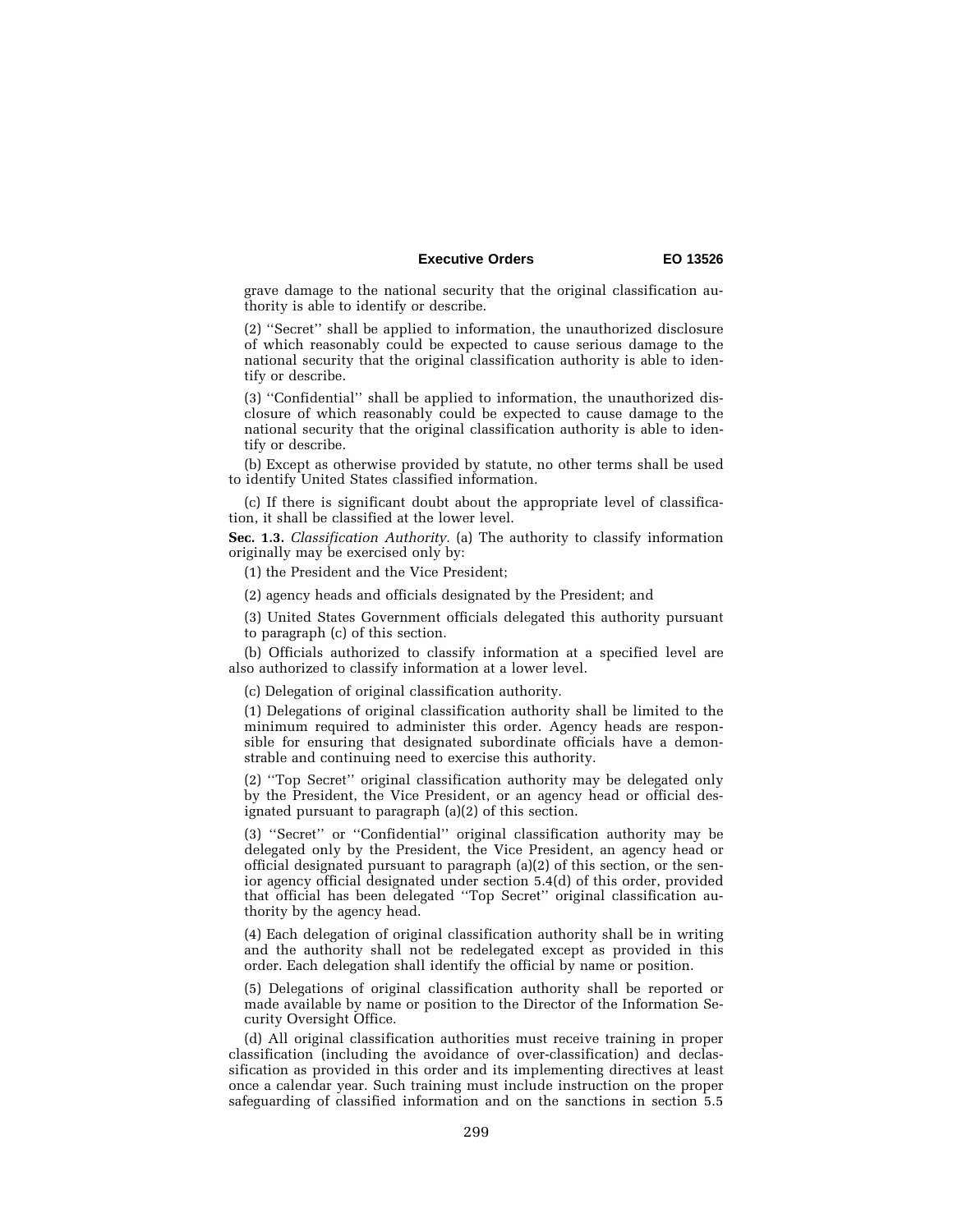grave damage to the national security that the original classification authority is able to identify or describe.

(2) ''Secret'' shall be applied to information, the unauthorized disclosure of which reasonably could be expected to cause serious damage to the national security that the original classification authority is able to identify or describe.

(3) ''Confidential'' shall be applied to information, the unauthorized disclosure of which reasonably could be expected to cause damage to the national security that the original classification authority is able to identify or describe.

(b) Except as otherwise provided by statute, no other terms shall be used to identify United States classified information.

(c) If there is significant doubt about the appropriate level of classification, it shall be classified at the lower level.

**Sec. 1.3.** *Classification Authority.* (a) The authority to classify information originally may be exercised only by:

(1) the President and the Vice President;

(2) agency heads and officials designated by the President; and

(3) United States Government officials delegated this authority pursuant to paragraph (c) of this section.

(b) Officials authorized to classify information at a specified level are also authorized to classify information at a lower level.

(c) Delegation of original classification authority.

(1) Delegations of original classification authority shall be limited to the minimum required to administer this order. Agency heads are responsible for ensuring that designated subordinate officials have a demonstrable and continuing need to exercise this authority.

(2) ''Top Secret'' original classification authority may be delegated only by the President, the Vice President, or an agency head or official designated pursuant to paragraph (a)(2) of this section.

(3) ''Secret'' or ''Confidential'' original classification authority may be delegated only by the President, the Vice President, an agency head or official designated pursuant to paragraph (a)(2) of this section, or the senior agency official designated under section 5.4(d) of this order, provided that official has been delegated ''Top Secret'' original classification authority by the agency head.

(4) Each delegation of original classification authority shall be in writing and the authority shall not be redelegated except as provided in this order. Each delegation shall identify the official by name or position.

(5) Delegations of original classification authority shall be reported or made available by name or position to the Director of the Information Security Oversight Office.

(d) All original classification authorities must receive training in proper classification (including the avoidance of over-classification) and declassification as provided in this order and its implementing directives at least once a calendar year. Such training must include instruction on the proper safeguarding of classified information and on the sanctions in section 5.5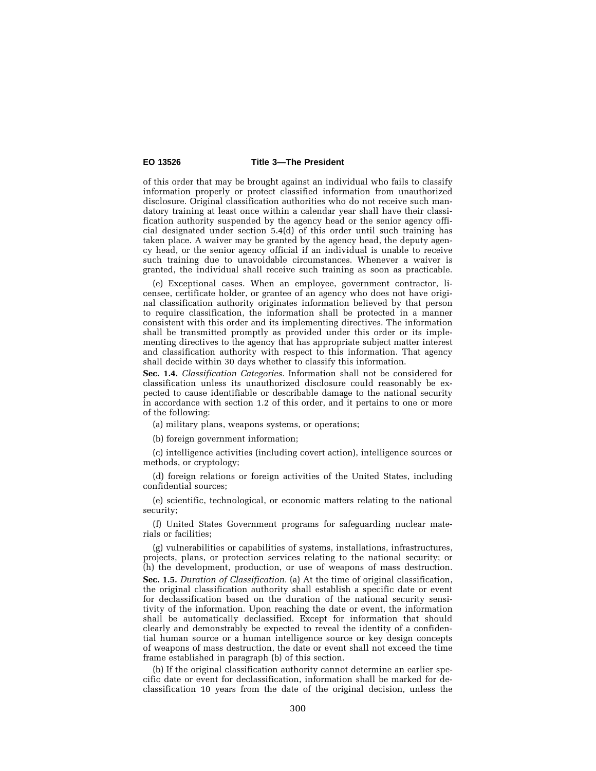of this order that may be brought against an individual who fails to classify information properly or protect classified information from unauthorized disclosure. Original classification authorities who do not receive such mandatory training at least once within a calendar year shall have their classification authority suspended by the agency head or the senior agency official designated under section 5.4(d) of this order until such training has taken place. A waiver may be granted by the agency head, the deputy agency head, or the senior agency official if an individual is unable to receive such training due to unavoidable circumstances. Whenever a waiver is granted, the individual shall receive such training as soon as practicable.

(e) Exceptional cases. When an employee, government contractor, licensee, certificate holder, or grantee of an agency who does not have original classification authority originates information believed by that person to require classification, the information shall be protected in a manner consistent with this order and its implementing directives. The information shall be transmitted promptly as provided under this order or its implementing directives to the agency that has appropriate subject matter interest and classification authority with respect to this information. That agency shall decide within 30 days whether to classify this information.

**Sec. 1.4.** *Classification Categories.* Information shall not be considered for classification unless its unauthorized disclosure could reasonably be expected to cause identifiable or describable damage to the national security in accordance with section 1.2 of this order, and it pertains to one or more of the following:

(a) military plans, weapons systems, or operations;

(b) foreign government information;

(c) intelligence activities (including covert action), intelligence sources or methods, or cryptology;

(d) foreign relations or foreign activities of the United States, including confidential sources;

(e) scientific, technological, or economic matters relating to the national security;

(f) United States Government programs for safeguarding nuclear materials or facilities;

(g) vulnerabilities or capabilities of systems, installations, infrastructures, projects, plans, or protection services relating to the national security; or

(h) the development, production, or use of weapons of mass destruction.

**Sec. 1.5.** *Duration of Classification.* (a) At the time of original classification, the original classification authority shall establish a specific date or event for declassification based on the duration of the national security sensitivity of the information. Upon reaching the date or event, the information shall be automatically declassified. Except for information that should clearly and demonstrably be expected to reveal the identity of a confidential human source or a human intelligence source or key design concepts of weapons of mass destruction, the date or event shall not exceed the time frame established in paragraph (b) of this section.

(b) If the original classification authority cannot determine an earlier specific date or event for declassification, information shall be marked for declassification 10 years from the date of the original decision, unless the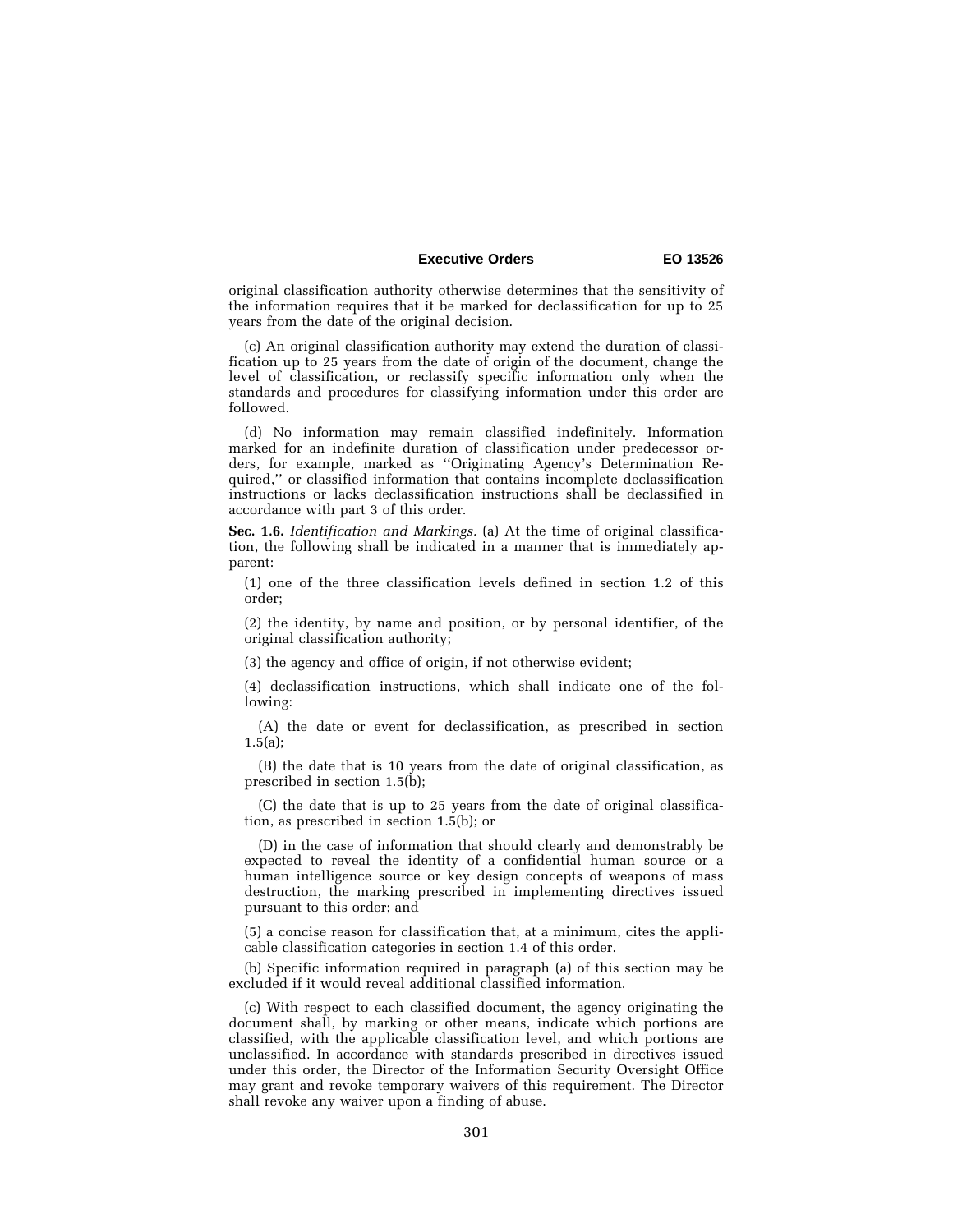original classification authority otherwise determines that the sensitivity of the information requires that it be marked for declassification for up to 25 years from the date of the original decision.

(c) An original classification authority may extend the duration of classification up to 25 years from the date of origin of the document, change the level of classification, or reclassify specific information only when the standards and procedures for classifying information under this order are followed.

(d) No information may remain classified indefinitely. Information marked for an indefinite duration of classification under predecessor orders, for example, marked as ''Originating Agency's Determination Required,'' or classified information that contains incomplete declassification instructions or lacks declassification instructions shall be declassified in accordance with part 3 of this order.

**Sec. 1.6.** *Identification and Markings.* (a) At the time of original classification, the following shall be indicated in a manner that is immediately apparent:

(1) one of the three classification levels defined in section 1.2 of this order;

(2) the identity, by name and position, or by personal identifier, of the original classification authority;

(3) the agency and office of origin, if not otherwise evident;

(4) declassification instructions, which shall indicate one of the following:

(A) the date or event for declassification, as prescribed in section 1.5(a);

(B) the date that is 10 years from the date of original classification, as prescribed in section 1.5(b);

(C) the date that is up to 25 years from the date of original classification, as prescribed in section 1.5(b); or

(D) in the case of information that should clearly and demonstrably be expected to reveal the identity of a confidential human source or a human intelligence source or key design concepts of weapons of mass destruction, the marking prescribed in implementing directives issued pursuant to this order; and

(5) a concise reason for classification that, at a minimum, cites the applicable classification categories in section 1.4 of this order.

(b) Specific information required in paragraph (a) of this section may be excluded if it would reveal additional classified information.

(c) With respect to each classified document, the agency originating the document shall, by marking or other means, indicate which portions are classified, with the applicable classification level, and which portions are unclassified. In accordance with standards prescribed in directives issued under this order, the Director of the Information Security Oversight Office may grant and revoke temporary waivers of this requirement. The Director shall revoke any waiver upon a finding of abuse.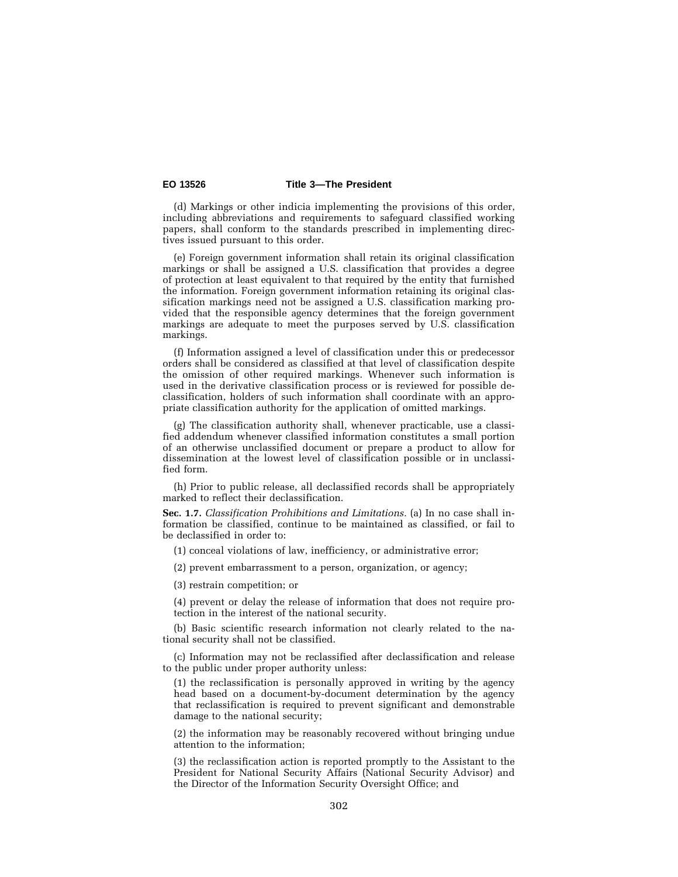(d) Markings or other indicia implementing the provisions of this order, including abbreviations and requirements to safeguard classified working papers, shall conform to the standards prescribed in implementing directives issued pursuant to this order.

(e) Foreign government information shall retain its original classification markings or shall be assigned a U.S. classification that provides a degree of protection at least equivalent to that required by the entity that furnished the information. Foreign government information retaining its original classification markings need not be assigned a U.S. classification marking provided that the responsible agency determines that the foreign government markings are adequate to meet the purposes served by U.S. classification markings.

(f) Information assigned a level of classification under this or predecessor orders shall be considered as classified at that level of classification despite the omission of other required markings. Whenever such information is used in the derivative classification process or is reviewed for possible declassification, holders of such information shall coordinate with an appropriate classification authority for the application of omitted markings.

(g) The classification authority shall, whenever practicable, use a classified addendum whenever classified information constitutes a small portion of an otherwise unclassified document or prepare a product to allow for dissemination at the lowest level of classification possible or in unclassified form.

(h) Prior to public release, all declassified records shall be appropriately marked to reflect their declassification.

**Sec. 1.7.** *Classification Prohibitions and Limitations.* (a) In no case shall information be classified, continue to be maintained as classified, or fail to be declassified in order to:

(1) conceal violations of law, inefficiency, or administrative error;

(2) prevent embarrassment to a person, organization, or agency;

(3) restrain competition; or

(4) prevent or delay the release of information that does not require protection in the interest of the national security.

(b) Basic scientific research information not clearly related to the national security shall not be classified.

(c) Information may not be reclassified after declassification and release to the public under proper authority unless:

(1) the reclassification is personally approved in writing by the agency head based on a document-by-document determination by the agency that reclassification is required to prevent significant and demonstrable damage to the national security;

(2) the information may be reasonably recovered without bringing undue attention to the information;

(3) the reclassification action is reported promptly to the Assistant to the President for National Security Affairs (National Security Advisor) and the Director of the Information Security Oversight Office; and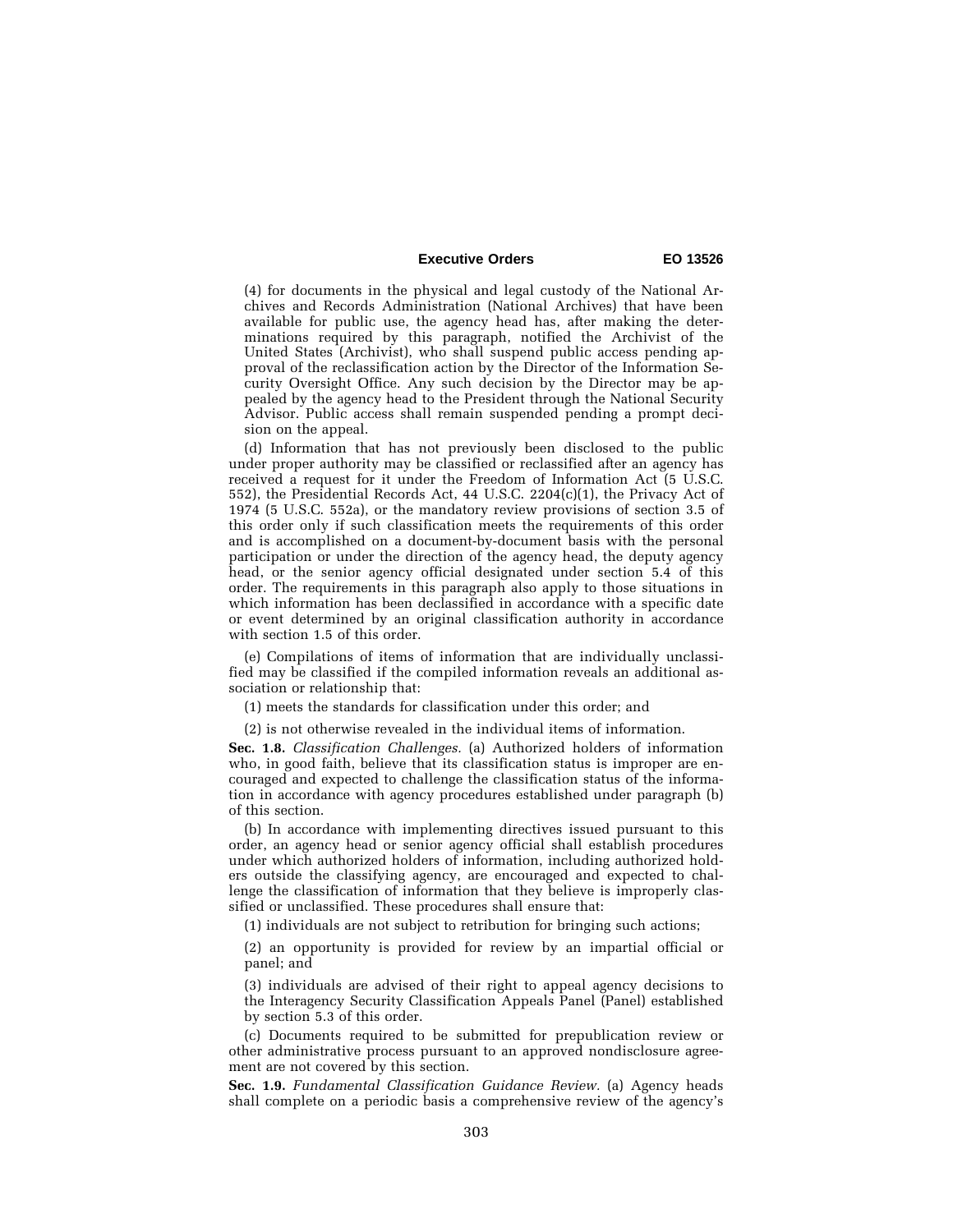(4) for documents in the physical and legal custody of the National Archives and Records Administration (National Archives) that have been available for public use, the agency head has, after making the determinations required by this paragraph, notified the Archivist of the United States (Archivist), who shall suspend public access pending approval of the reclassification action by the Director of the Information Security Oversight Office. Any such decision by the Director may be appealed by the agency head to the President through the National Security Advisor. Public access shall remain suspended pending a prompt decision on the appeal.

(d) Information that has not previously been disclosed to the public under proper authority may be classified or reclassified after an agency has received a request for it under the Freedom of Information Act (5 U.S.C. 552), the Presidential Records Act, 44 U.S.C. 2204(c)(1), the Privacy Act of 1974 (5 U.S.C. 552a), or the mandatory review provisions of section 3.5 of this order only if such classification meets the requirements of this order and is accomplished on a document-by-document basis with the personal participation or under the direction of the agency head, the deputy agency head, or the senior agency official designated under section 5.4 of this order. The requirements in this paragraph also apply to those situations in which information has been declassified in accordance with a specific date or event determined by an original classification authority in accordance with section 1.5 of this order.

(e) Compilations of items of information that are individually unclassified may be classified if the compiled information reveals an additional association or relationship that:

(1) meets the standards for classification under this order; and

(2) is not otherwise revealed in the individual items of information.

**Sec. 1.8.** *Classification Challenges.* (a) Authorized holders of information who, in good faith, believe that its classification status is improper are encouraged and expected to challenge the classification status of the information in accordance with agency procedures established under paragraph (b) of this section.

(b) In accordance with implementing directives issued pursuant to this order, an agency head or senior agency official shall establish procedures under which authorized holders of information, including authorized holders outside the classifying agency, are encouraged and expected to challenge the classification of information that they believe is improperly classified or unclassified. These procedures shall ensure that:

(1) individuals are not subject to retribution for bringing such actions;

(2) an opportunity is provided for review by an impartial official or panel; and

(3) individuals are advised of their right to appeal agency decisions to the Interagency Security Classification Appeals Panel (Panel) established by section 5.3 of this order.

(c) Documents required to be submitted for prepublication review or other administrative process pursuant to an approved nondisclosure agreement are not covered by this section.

**Sec. 1.9.** *Fundamental Classification Guidance Review.* (a) Agency heads shall complete on a periodic basis a comprehensive review of the agency's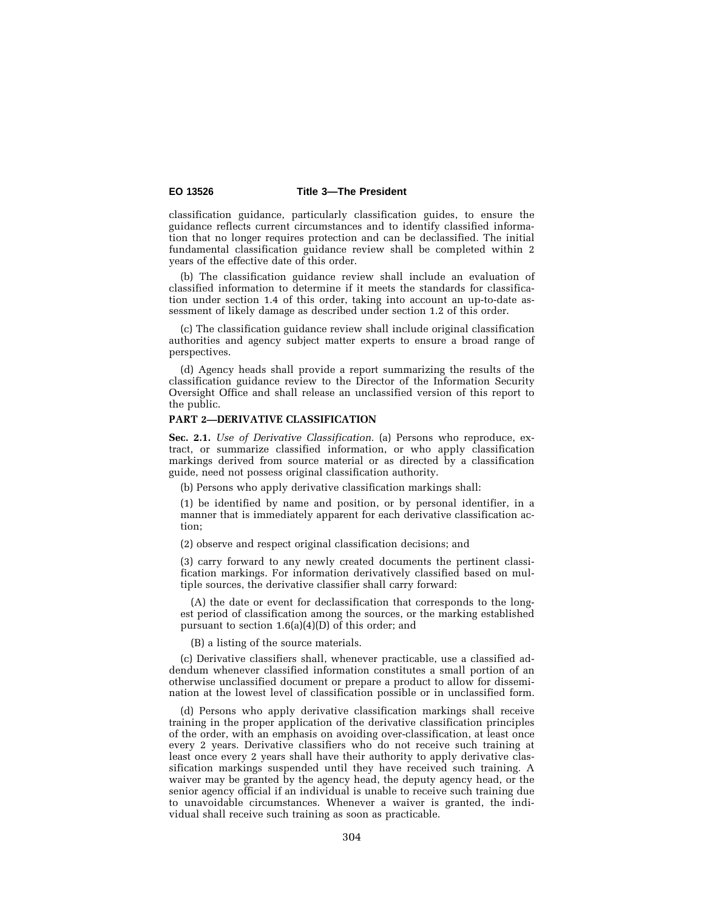classification guidance, particularly classification guides, to ensure the guidance reflects current circumstances and to identify classified information that no longer requires protection and can be declassified. The initial fundamental classification guidance review shall be completed within 2 years of the effective date of this order.

(b) The classification guidance review shall include an evaluation of classified information to determine if it meets the standards for classification under section 1.4 of this order, taking into account an up-to-date assessment of likely damage as described under section 1.2 of this order.

(c) The classification guidance review shall include original classification authorities and agency subject matter experts to ensure a broad range of perspectives.

(d) Agency heads shall provide a report summarizing the results of the classification guidance review to the Director of the Information Security Oversight Office and shall release an unclassified version of this report to the public.

## PART 2—DERIVATIVE CLASSIFICATION

**Sec. 2.1.** *Use of Derivative Classification.* (a) Persons who reproduce, extract, or summarize classified information, or who apply classification markings derived from source material or as directed by a classification guide, need not possess original classification authority.

(b) Persons who apply derivative classification markings shall:

(1) be identified by name and position, or by personal identifier, in a manner that is immediately apparent for each derivative classification action;

(2) observe and respect original classification decisions; and

(3) carry forward to any newly created documents the pertinent classification markings. For information derivatively classified based on multiple sources, the derivative classifier shall carry forward:

(A) the date or event for declassification that corresponds to the longest period of classification among the sources, or the marking established pursuant to section 1.6(a)(4)(D) of this order; and

(B) a listing of the source materials.

(c) Derivative classifiers shall, whenever practicable, use a classified addendum whenever classified information constitutes a small portion of an otherwise unclassified document or prepare a product to allow for dissemination at the lowest level of classification possible or in unclassified form.

(d) Persons who apply derivative classification markings shall receive training in the proper application of the derivative classification principles of the order, with an emphasis on avoiding over-classification, at least once every 2 years. Derivative classifiers who do not receive such training at least once every 2 years shall have their authority to apply derivative classification markings suspended until they have received such training. A waiver may be granted by the agency head, the deputy agency head, or the senior agency official if an individual is unable to receive such training due to unavoidable circumstances. Whenever a waiver is granted, the individual shall receive such training as soon as practicable.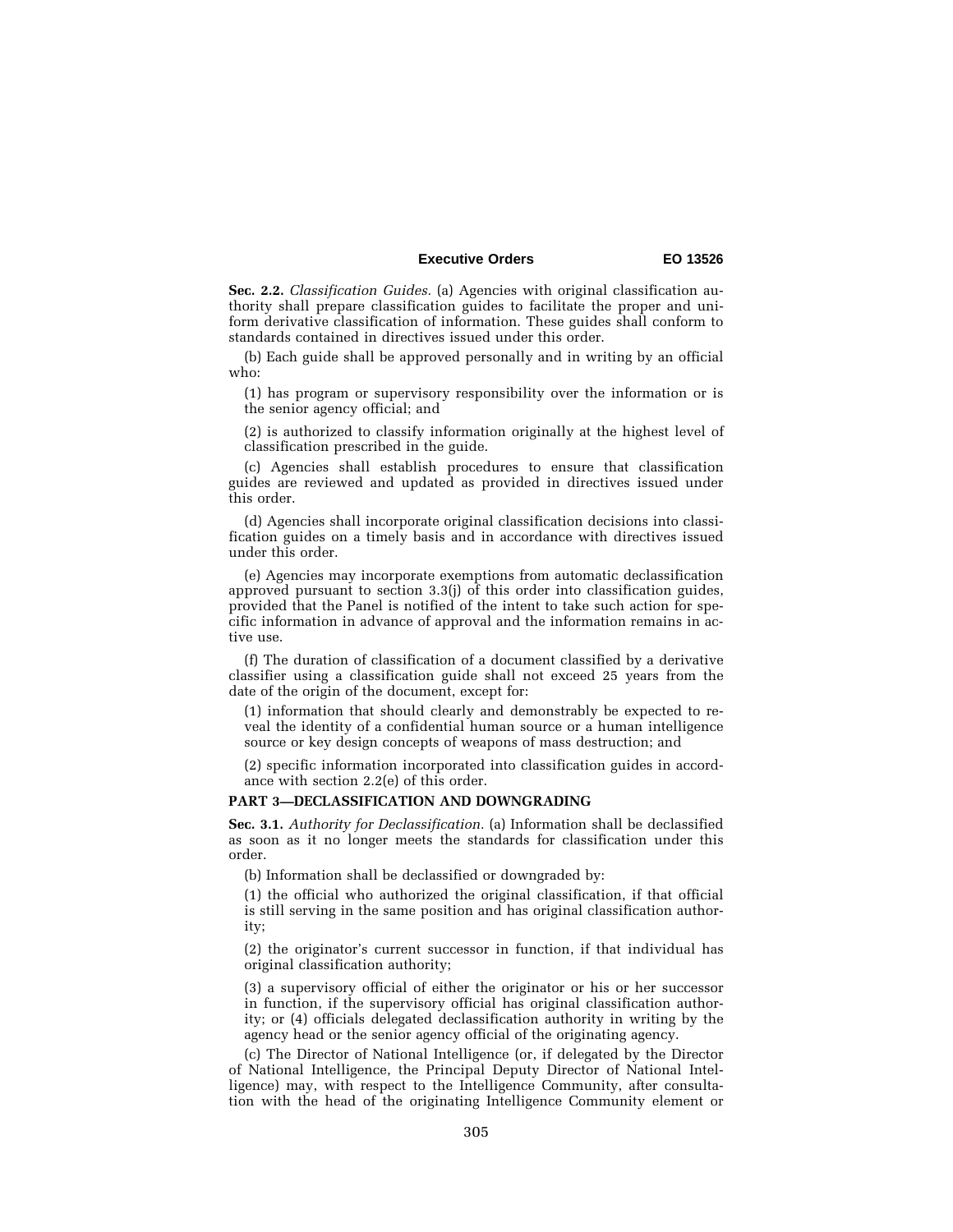**Sec. 2.2.** *Classification Guides.* (a) Agencies with original classification authority shall prepare classification guides to facilitate the proper and uniform derivative classification of information. These guides shall conform to standards contained in directives issued under this order.

(b) Each guide shall be approved personally and in writing by an official who:

(1) has program or supervisory responsibility over the information or is the senior agency official; and

(2) is authorized to classify information originally at the highest level of classification prescribed in the guide.

(c) Agencies shall establish procedures to ensure that classification guides are reviewed and updated as provided in directives issued under this order.

(d) Agencies shall incorporate original classification decisions into classification guides on a timely basis and in accordance with directives issued under this order.

(e) Agencies may incorporate exemptions from automatic declassification approved pursuant to section 3.3(j) of this order into classification guides, provided that the Panel is notified of the intent to take such action for specific information in advance of approval and the information remains in active use.

(f) The duration of classification of a document classified by a derivative classifier using a classification guide shall not exceed 25 years from the date of the origin of the document, except for:

(1) information that should clearly and demonstrably be expected to reveal the identity of a confidential human source or a human intelligence source or key design concepts of weapons of mass destruction; and

(2) specific information incorporated into classification guides in accordance with section 2.2(e) of this order.

## PART 3—DECLASSIFICATION AND DOWNGRADING

**Sec. 3.1.** *Authority for Declassification.* (a) Information shall be declassified as soon as it no longer meets the standards for classification under this order.

(b) Information shall be declassified or downgraded by:

(1) the official who authorized the original classification, if that official is still serving in the same position and has original classification authority;

(2) the originator's current successor in function, if that individual has original classification authority;

(3) a supervisory official of either the originator or his or her successor in function, if the supervisory official has original classification authority; or (4) officials delegated declassification authority in writing by the agency head or the senior agency official of the originating agency.

(c) The Director of National Intelligence (or, if delegated by the Director of National Intelligence, the Principal Deputy Director of National Intelligence) may, with respect to the Intelligence Community, after consultation with the head of the originating Intelligence Community element or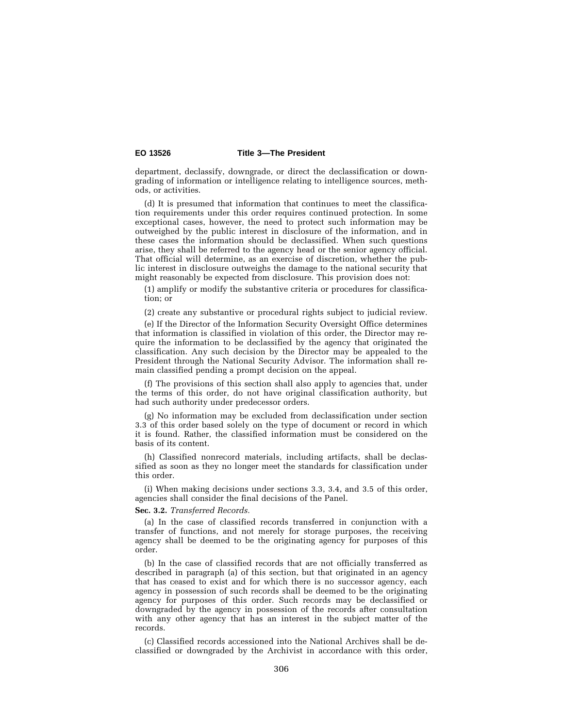department, declassify, downgrade, or direct the declassification or downgrading of information or intelligence relating to intelligence sources, methods, or activities.

(d) It is presumed that information that continues to meet the classification requirements under this order requires continued protection. In some exceptional cases, however, the need to protect such information may be outweighed by the public interest in disclosure of the information, and in these cases the information should be declassified. When such questions arise, they shall be referred to the agency head or the senior agency official. That official will determine, as an exercise of discretion, whether the public interest in disclosure outweighs the damage to the national security that might reasonably be expected from disclosure. This provision does not:

(1) amplify or modify the substantive criteria or procedures for classification; or

(2) create any substantive or procedural rights subject to judicial review.

(e) If the Director of the Information Security Oversight Office determines that information is classified in violation of this order, the Director may require the information to be declassified by the agency that originated the classification. Any such decision by the Director may be appealed to the President through the National Security Advisor. The information shall remain classified pending a prompt decision on the appeal.

(f) The provisions of this section shall also apply to agencies that, under the terms of this order, do not have original classification authority, but had such authority under predecessor orders.

(g) No information may be excluded from declassification under section 3.3 of this order based solely on the type of document or record in which it is found. Rather, the classified information must be considered on the basis of its content.

(h) Classified nonrecord materials, including artifacts, shall be declassified as soon as they no longer meet the standards for classification under this order.

(i) When making decisions under sections 3.3, 3.4, and 3.5 of this order, agencies shall consider the final decisions of the Panel.

**Sec. 3.2.** *Transferred Records.*

(a) In the case of classified records transferred in conjunction with a transfer of functions, and not merely for storage purposes, the receiving agency shall be deemed to be the originating agency for purposes of this order.

(b) In the case of classified records that are not officially transferred as described in paragraph (a) of this section, but that originated in an agency that has ceased to exist and for which there is no successor agency, each agency in possession of such records shall be deemed to be the originating agency for purposes of this order. Such records may be declassified or downgraded by the agency in possession of the records after consultation with any other agency that has an interest in the subject matter of the records.

(c) Classified records accessioned into the National Archives shall be declassified or downgraded by the Archivist in accordance with this order,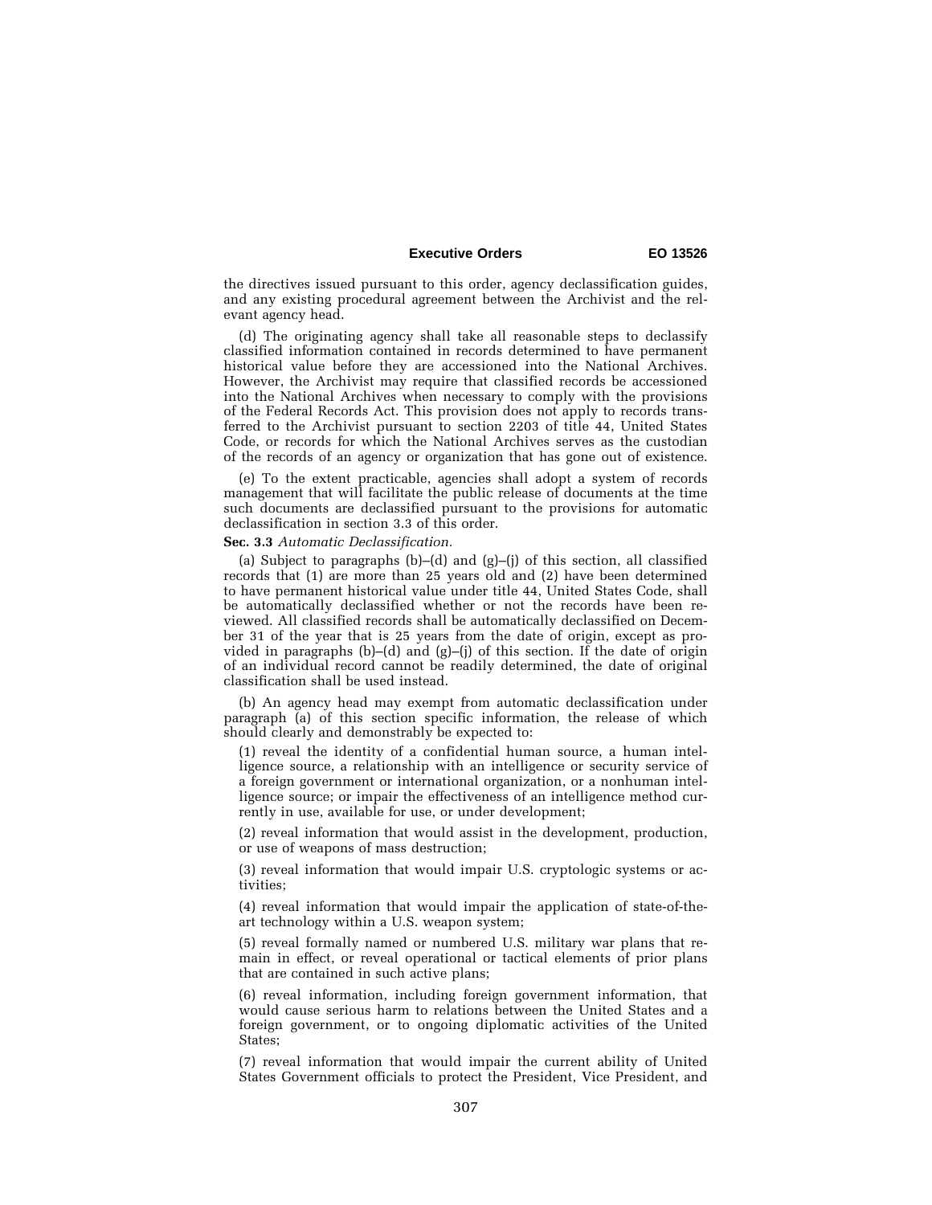the directives issued pursuant to this order, agency declassification guides, and any existing procedural agreement between the Archivist and the relevant agency head.

(d) The originating agency shall take all reasonable steps to declassify classified information contained in records determined to have permanent historical value before they are accessioned into the National Archives. However, the Archivist may require that classified records be accessioned into the National Archives when necessary to comply with the provisions of the Federal Records Act. This provision does not apply to records transferred to the Archivist pursuant to section 2203 of title 44, United States Code, or records for which the National Archives serves as the custodian of the records of an agency or organization that has gone out of existence.

(e) To the extent practicable, agencies shall adopt a system of records management that will facilitate the public release of documents at the time such documents are declassified pursuant to the provisions for automatic declassification in section 3.3 of this order.

**Sec. 3.3** *Automatic Declassification.*

(a) Subject to paragraphs (b)–(d) and (g)–(j) of this section, all classified records that (1) are more than 25 years old and (2) have been determined to have permanent historical value under title 44, United States Code, shall be automatically declassified whether or not the records have been reviewed. All classified records shall be automatically declassified on December 31 of the year that is 25 years from the date of origin, except as provided in paragraphs (b)–(d) and (g)–(j) of this section. If the date of origin of an individual record cannot be readily determined, the date of original classification shall be used instead.

(b) An agency head may exempt from automatic declassification under paragraph (a) of this section specific information, the release of which should clearly and demonstrably be expected to:

(1) reveal the identity of a confidential human source, a human intelligence source, a relationship with an intelligence or security service of a foreign government or international organization, or a nonhuman intelligence source; or impair the effectiveness of an intelligence method currently in use, available for use, or under development;

(2) reveal information that would assist in the development, production, or use of weapons of mass destruction;

(3) reveal information that would impair U.S. cryptologic systems or activities;

(4) reveal information that would impair the application of state-of-the-art technology within a U.S. weapon system;

(5) reveal formally named or numbered U.S. military war plans that remain in effect, or reveal operational or tactical elements of prior plans that are contained in such active plans;

(6) reveal information, including foreign government information, that would cause serious harm to relations between the United States and a foreign government, or to ongoing diplomatic activities of the United States;

(7) reveal information that would impair the current ability of United States Government officials to protect the President, Vice President, and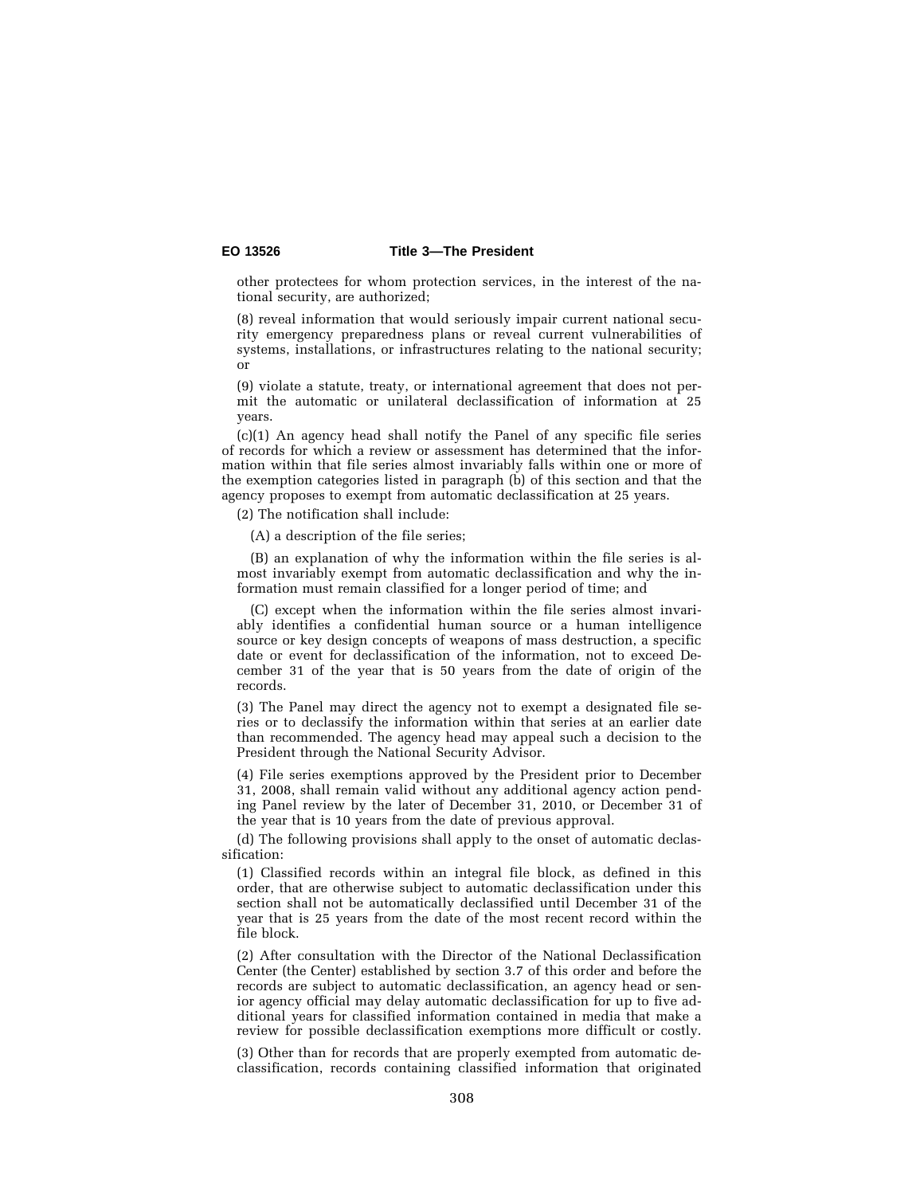other protectees for whom protection services, in the interest of the national security, are authorized;

(8) reveal information that would seriously impair current national security emergency preparedness plans or reveal current vulnerabilities of systems, installations, or infrastructures relating to the national security; or

(9) violate a statute, treaty, or international agreement that does not permit the automatic or unilateral declassification of information at 25 years.

(c)(1) An agency head shall notify the Panel of any specific file series of records for which a review or assessment has determined that the information within that file series almost invariably falls within one or more of the exemption categories listed in paragraph (b) of this section and that the agency proposes to exempt from automatic declassification at 25 years.

(2) The notification shall include:

(A) a description of the file series;

(B) an explanation of why the information within the file series is almost invariably exempt from automatic declassification and why the information must remain classified for a longer period of time; and

(C) except when the information within the file series almost invariably identifies a confidential human source or a human intelligence source or key design concepts of weapons of mass destruction, a specific date or event for declassification of the information, not to exceed December 31 of the year that is 50 years from the date of origin of the records.

(3) The Panel may direct the agency not to exempt a designated file series or to declassify the information within that series at an earlier date than recommended. The agency head may appeal such a decision to the President through the National Security Advisor.

(4) File series exemptions approved by the President prior to December 31, 2008, shall remain valid without any additional agency action pending Panel review by the later of December 31, 2010, or December 31 of the year that is 10 years from the date of previous approval.

(d) The following provisions shall apply to the onset of automatic declassification:

(1) Classified records within an integral file block, as defined in this order, that are otherwise subject to automatic declassification under this section shall not be automatically declassified until December 31 of the year that is 25 years from the date of the most recent record within the file block.

(2) After consultation with the Director of the National Declassification Center (the Center) established by section 3.7 of this order and before the records are subject to automatic declassification, an agency head or senior agency official may delay automatic declassification for up to five additional years for classified information contained in media that make a review for possible declassification exemptions more difficult or costly.

(3) Other than for records that are properly exempted from automatic declassification, records containing classified information that originated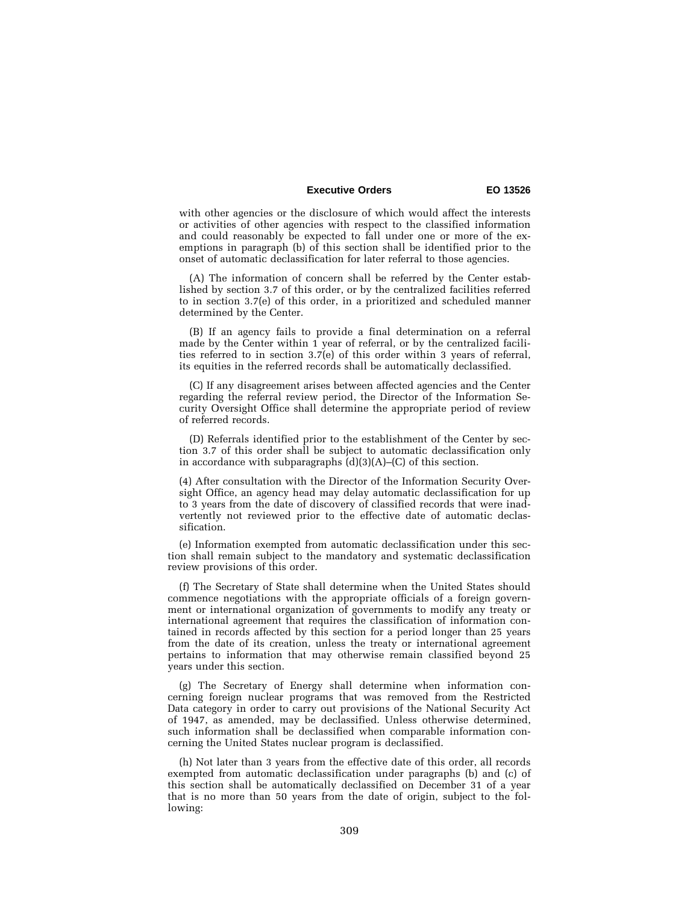with other agencies or the disclosure of which would affect the interests or activities of other agencies with respect to the classified information and could reasonably be expected to fall under one or more of the exemptions in paragraph (b) of this section shall be identified prior to the onset of automatic declassification for later referral to those agencies.

(A) The information of concern shall be referred by the Center established by section 3.7 of this order, or by the centralized facilities referred to in section 3.7(e) of this order, in a prioritized and scheduled manner determined by the Center.

(B) If an agency fails to provide a final determination on a referral made by the Center within 1 year of referral, or by the centralized facilities referred to in section 3.7(e) of this order within 3 years of referral, its equities in the referred records shall be automatically declassified.

(C) If any disagreement arises between affected agencies and the Center regarding the referral review period, the Director of the Information Security Oversight Office shall determine the appropriate period of review of referred records.

(D) Referrals identified prior to the establishment of the Center by section 3.7 of this order shall be subject to automatic declassification only in accordance with subparagraphs (d)(3)(A)–(C) of this section.

(4) After consultation with the Director of the Information Security Oversight Office, an agency head may delay automatic declassification for up to 3 years from the date of discovery of classified records that were inadvertently not reviewed prior to the effective date of automatic declassification.

(e) Information exempted from automatic declassification under this section shall remain subject to the mandatory and systematic declassification review provisions of this order.

(f) The Secretary of State shall determine when the United States should commence negotiations with the appropriate officials of a foreign government or international organization of governments to modify any treaty or international agreement that requires the classification of information contained in records affected by this section for a period longer than 25 years from the date of its creation, unless the treaty or international agreement pertains to information that may otherwise remain classified beyond 25 years under this section.

(g) The Secretary of Energy shall determine when information concerning foreign nuclear programs that was removed from the Restricted Data category in order to carry out provisions of the National Security Act of 1947, as amended, may be declassified. Unless otherwise determined, such information shall be declassified when comparable information concerning the United States nuclear program is declassified.

(h) Not later than 3 years from the effective date of this order, all records exempted from automatic declassification under paragraphs (b) and (c) of this section shall be automatically declassified on December 31 of a year that is no more than 50 years from the date of origin, subject to the following: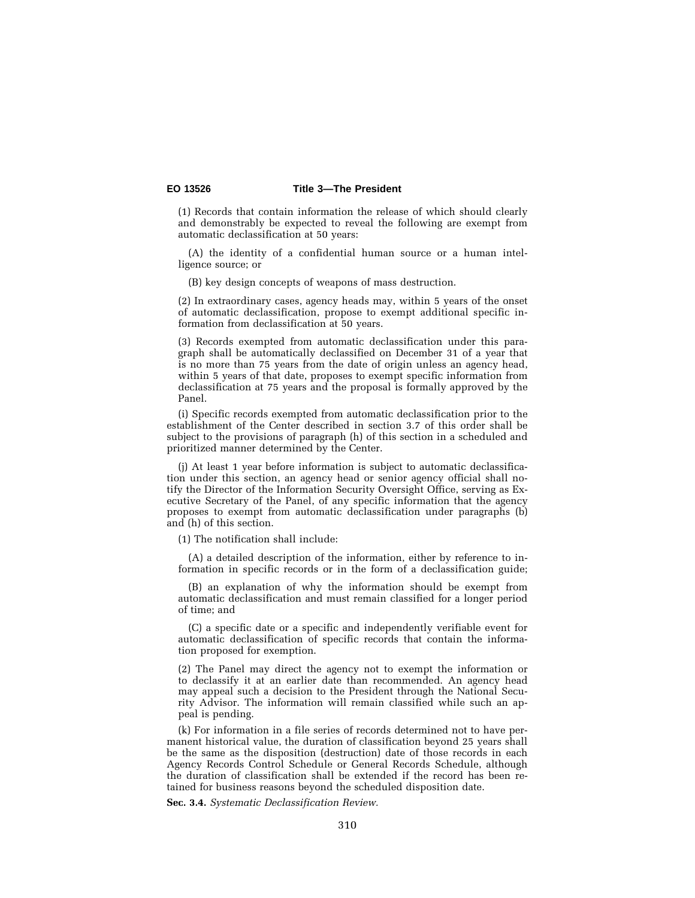(1) Records that contain information the release of which should clearly and demonstrably be expected to reveal the following are exempt from automatic declassification at 50 years:

(A) the identity of a confidential human source or a human intelligence source; or

(B) key design concepts of weapons of mass destruction.

(2) In extraordinary cases, agency heads may, within 5 years of the onset of automatic declassification, propose to exempt additional specific information from declassification at 50 years.

(3) Records exempted from automatic declassification under this paragraph shall be automatically declassified on December 31 of a year that is no more than 75 years from the date of origin unless an agency head, within 5 years of that date, proposes to exempt specific information from declassification at 75 years and the proposal is formally approved by the Panel.

(i) Specific records exempted from automatic declassification prior to the establishment of the Center described in section 3.7 of this order shall be subject to the provisions of paragraph (h) of this section in a scheduled and prioritized manner determined by the Center.

(j) At least 1 year before information is subject to automatic declassification under this section, an agency head or senior agency official shall notify the Director of the Information Security Oversight Office, serving as Executive Secretary of the Panel, of any specific information that the agency proposes to exempt from automatic declassification under paragraphs (b) and (h) of this section.

(1) The notification shall include:

(A) a detailed description of the information, either by reference to information in specific records or in the form of a declassification guide;

(B) an explanation of why the information should be exempt from automatic declassification and must remain classified for a longer period of time; and

(C) a specific date or a specific and independently verifiable event for automatic declassification of specific records that contain the information proposed for exemption.

(2) The Panel may direct the agency not to exempt the information or to declassify it at an earlier date than recommended. An agency head may appeal such a decision to the President through the National Security Advisor. The information will remain classified while such an appeal is pending.

(k) For information in a file series of records determined not to have permanent historical value, the duration of classification beyond 25 years shall be the same as the disposition (destruction) date of those records in each Agency Records Control Schedule or General Records Schedule, although the duration of classification shall be extended if the record has been retained for business reasons beyond the scheduled disposition date.

**Sec. 3.4.** *Systematic Declassification Review.*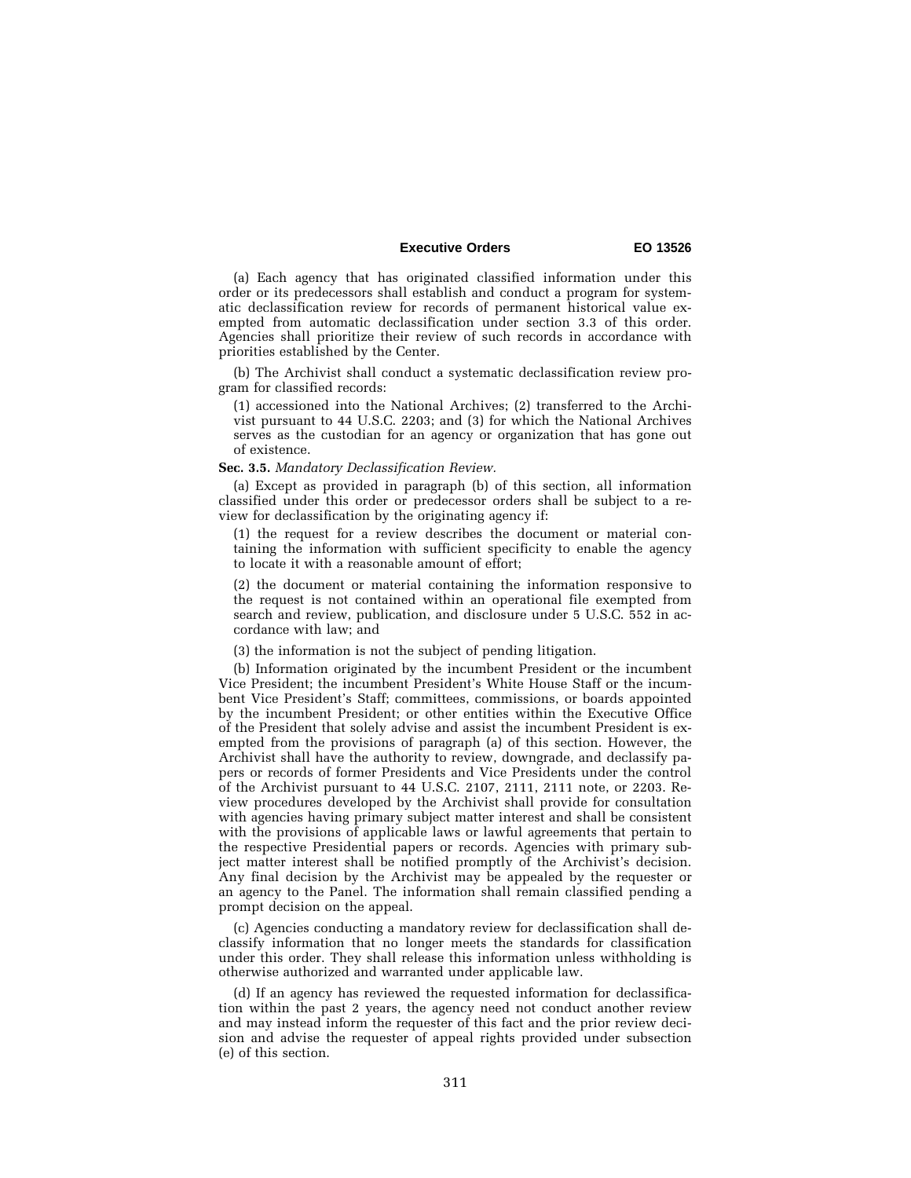(a) Each agency that has originated classified information under this order or its predecessors shall establish and conduct a program for systematic declassification review for records of permanent historical value exempted from automatic declassification under section 3.3 of this order. Agencies shall prioritize their review of such records in accordance with priorities established by the Center.

(b) The Archivist shall conduct a systematic declassification review program for classified records:

(1) accessioned into the National Archives; (2) transferred to the Archivist pursuant to 44 U.S.C. 2203; and (3) for which the National Archives serves as the custodian for an agency or organization that has gone out of existence.

**Sec. 3.5.** *Mandatory Declassification Review.*

(a) Except as provided in paragraph (b) of this section, all information classified under this order or predecessor orders shall be subject to a review for declassification by the originating agency if:

(1) the request for a review describes the document or material containing the information with sufficient specificity to enable the agency to locate it with a reasonable amount of effort;

(2) the document or material containing the information responsive to the request is not contained within an operational file exempted from search and review, publication, and disclosure under 5 U.S.C. 552 in accordance with law; and

(3) the information is not the subject of pending litigation.

(b) Information originated by the incumbent President or the incumbent Vice President; the incumbent President's White House Staff or the incumbent Vice President's Staff; committees, commissions, or boards appointed by the incumbent President; or other entities within the Executive Office of the President that solely advise and assist the incumbent President is exempted from the provisions of paragraph (a) of this section. However, the Archivist shall have the authority to review, downgrade, and declassify papers or records of former Presidents and Vice Presidents under the control of the Archivist pursuant to 44 U.S.C. 2107, 2111, 2111 note, or 2203. Review procedures developed by the Archivist shall provide for consultation with agencies having primary subject matter interest and shall be consistent with the provisions of applicable laws or lawful agreements that pertain to the respective Presidential papers or records. Agencies with primary subject matter interest shall be notified promptly of the Archivist's decision. Any final decision by the Archivist may be appealed by the requester or an agency to the Panel. The information shall remain classified pending a prompt decision on the appeal.

(c) Agencies conducting a mandatory review for declassification shall declassify information that no longer meets the standards for classification under this order. They shall release this information unless withholding is otherwise authorized and warranted under applicable law.

(d) If an agency has reviewed the requested information for declassification within the past 2 years, the agency need not conduct another review and may instead inform the requester of this fact and the prior review decision and advise the requester of appeal rights provided under subsection (e) of this section.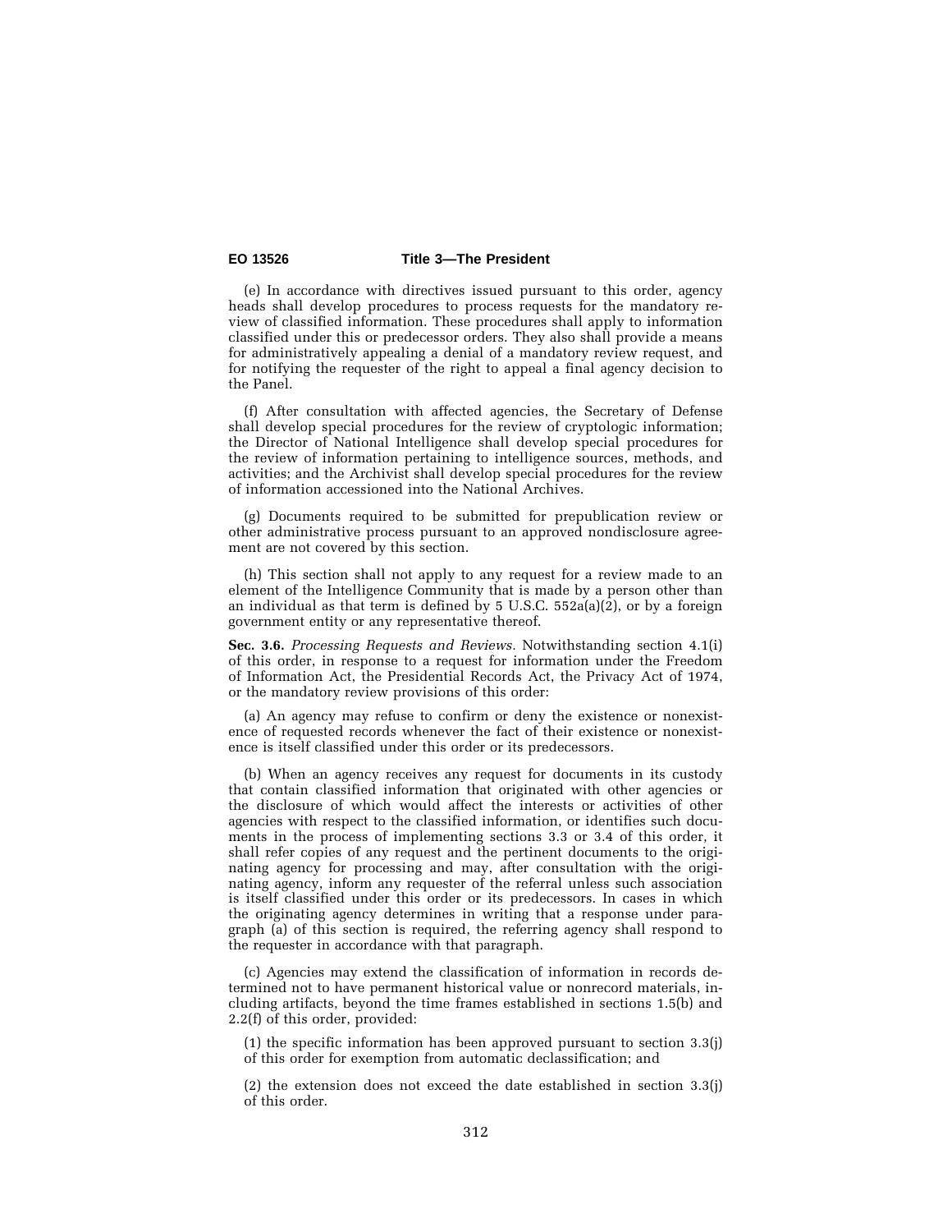(e) In accordance with directives issued pursuant to this order, agency heads shall develop procedures to process requests for the mandatory review of classified information. These procedures shall apply to information classified under this or predecessor orders. They also shall provide a means for administratively appealing a denial of a mandatory review request, and for notifying the requester of the right to appeal a final agency decision to the Panel.

(f) After consultation with affected agencies, the Secretary of Defense shall develop special procedures for the review of cryptologic information; the Director of National Intelligence shall develop special procedures for the review of information pertaining to intelligence sources, methods, and activities; and the Archivist shall develop special procedures for the review of information accessioned into the National Archives.

(g) Documents required to be submitted for prepublication review or other administrative process pursuant to an approved nondisclosure agreement are not covered by this section.

(h) This section shall not apply to any request for a review made to an element of the Intelligence Community that is made by a person other than an individual as that term is defined by 5 U.S.C. 552a(a)(2), or by a foreign government entity or any representative thereof.

**Sec. 3.6.** *Processing Requests and Reviews.* Notwithstanding section 4.1(i) of this order, in response to a request for information under the Freedom of Information Act, the Presidential Records Act, the Privacy Act of 1974, or the mandatory review provisions of this order:

(a) An agency may refuse to confirm or deny the existence or nonexistence of requested records whenever the fact of their existence or nonexistence is itself classified under this order or its predecessors.

(b) When an agency receives any request for documents in its custody that contain classified information that originated with other agencies or the disclosure of which would affect the interests or activities of other agencies with respect to the classified information, or identifies such documents in the process of implementing sections 3.3 or 3.4 of this order, it shall refer copies of any request and the pertinent documents to the originating agency for processing and may, after consultation with the originating agency, inform any requester of the referral unless such association is itself classified under this order or its predecessors. In cases in which the originating agency determines in writing that a response under paragraph (a) of this section is required, the referring agency shall respond to the requester in accordance with that paragraph.

(c) Agencies may extend the classification of information in records determined not to have permanent historical value or nonrecord materials, including artifacts, beyond the time frames established in sections 1.5(b) and 2.2(f) of this order, provided:

(1) the specific information has been approved pursuant to section 3.3(j) of this order for exemption from automatic declassification; and

(2) the extension does not exceed the date established in section 3.3(j) of this order.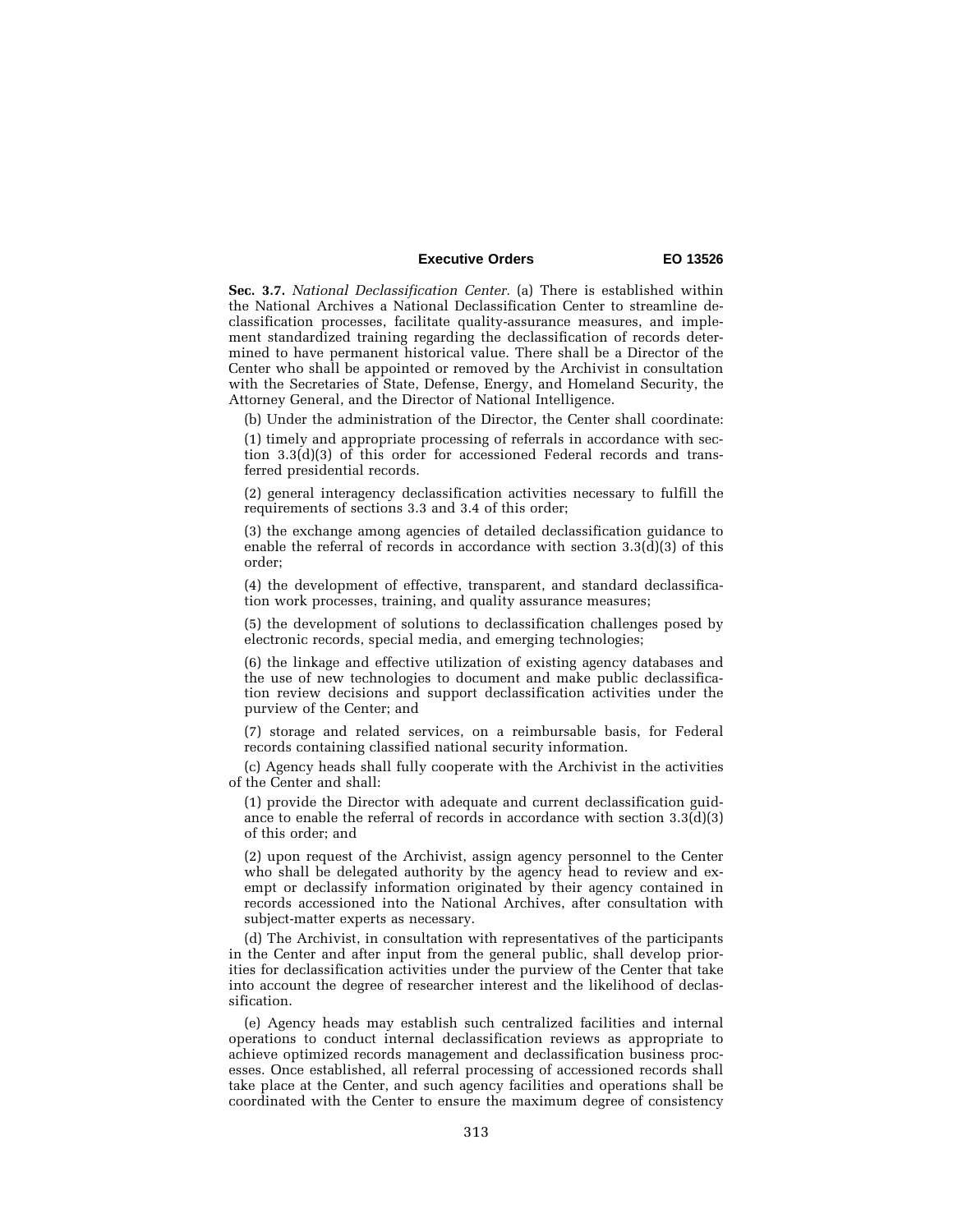**Sec. 3.7.** *National Declassification Center.* (a) There is established within the National Archives a National Declassification Center to streamline declassification processes, facilitate quality-assurance measures, and implement standardized training regarding the declassification of records determined to have permanent historical value. There shall be a Director of the Center who shall be appointed or removed by the Archivist in consultation with the Secretaries of State, Defense, Energy, and Homeland Security, the Attorney General, and the Director of National Intelligence.

(b) Under the administration of the Director, the Center shall coordinate:

(1) timely and appropriate processing of referrals in accordance with section 3.3(d)(3) of this order for accessioned Federal records and transferred presidential records.

(2) general interagency declassification activities necessary to fulfill the requirements of sections 3.3 and 3.4 of this order;

(3) the exchange among agencies of detailed declassification guidance to enable the referral of records in accordance with section 3.3(d)(3) of this order;

(4) the development of effective, transparent, and standard declassification work processes, training, and quality assurance measures;

(5) the development of solutions to declassification challenges posed by electronic records, special media, and emerging technologies;

(6) the linkage and effective utilization of existing agency databases and the use of new technologies to document and make public declassification review decisions and support declassification activities under the purview of the Center; and

(7) storage and related services, on a reimbursable basis, for Federal records containing classified national security information.

(c) Agency heads shall fully cooperate with the Archivist in the activities of the Center and shall:

(1) provide the Director with adequate and current declassification guidance to enable the referral of records in accordance with section 3.3(d)(3) of this order; and

(2) upon request of the Archivist, assign agency personnel to the Center who shall be delegated authority by the agency head to review and exempt or declassify information originated by their agency contained in records accessioned into the National Archives, after consultation with subject-matter experts as necessary.

(d) The Archivist, in consultation with representatives of the participants in the Center and after input from the general public, shall develop priorities for declassification activities under the purview of the Center that take into account the degree of researcher interest and the likelihood of declassification.

(e) Agency heads may establish such centralized facilities and internal operations to conduct internal declassification reviews as appropriate to achieve optimized records management and declassification business processes. Once established, all referral processing of accessioned records shall take place at the Center, and such agency facilities and operations shall be coordinated with the Center to ensure the maximum degree of consistency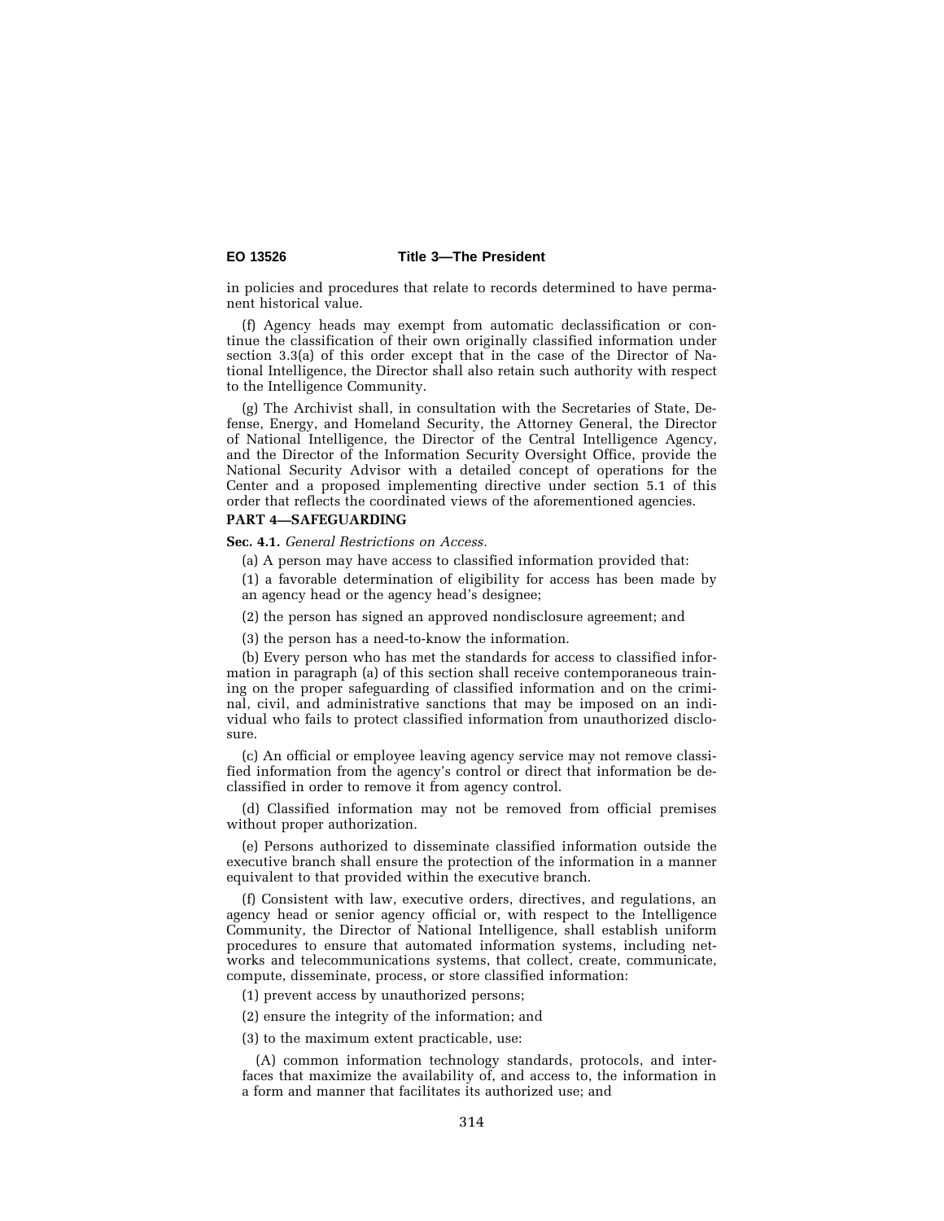in policies and procedures that relate to records determined to have permanent historical value.

(f) Agency heads may exempt from automatic declassification or continue the classification of their own originally classified information under section 3.3(a) of this order except that in the case of the Director of National Intelligence, the Director shall also retain such authority with respect to the Intelligence Community.

(g) The Archivist shall, in consultation with the Secretaries of State, Defense, Energy, and Homeland Security, the Attorney General, the Director of National Intelligence, the Director of the Central Intelligence Agency, and the Director of the Information Security Oversight Office, provide the National Security Advisor with a detailed concept of operations for the Center and a proposed implementing directive under section 5.1 of this order that reflects the coordinated views of the aforementioned agencies.

**PART 4—SAFEGUARDING**

**Sec. 4.1.** *General Restrictions on Access.*

(a) A person may have access to classified information provided that:

(1) a favorable determination of eligibility for access has been made by an agency head or the agency head's designee;

(2) the person has signed an approved nondisclosure agreement; and

(3) the person has a need-to-know the information.

(b) Every person who has met the standards for access to classified information in paragraph (a) of this section shall receive contemporaneous training on the proper safeguarding of classified information and on the criminal, civil, and administrative sanctions that may be imposed on an individual who fails to protect classified information from unauthorized disclosure.

(c) An official or employee leaving agency service may not remove classified information from the agency's control or direct that information be declassified in order to remove it from agency control.

(d) Classified information may not be removed from official premises without proper authorization.

(e) Persons authorized to disseminate classified information outside the executive branch shall ensure the protection of the information in a manner equivalent to that provided within the executive branch.

(f) Consistent with law, executive orders, directives, and regulations, an agency head or senior agency official or, with respect to the Intelligence Community, the Director of National Intelligence, shall establish uniform procedures to ensure that automated information systems, including networks and telecommunications systems, that collect, create, communicate, compute, disseminate, process, or store classified information:

(1) prevent access by unauthorized persons;

(2) ensure the integrity of the information; and

(3) to the maximum extent practicable, use:

(A) common information technology standards, protocols, and interfaces that maximize the availability of, and access to, the information in a form and manner that facilitates its authorized use; and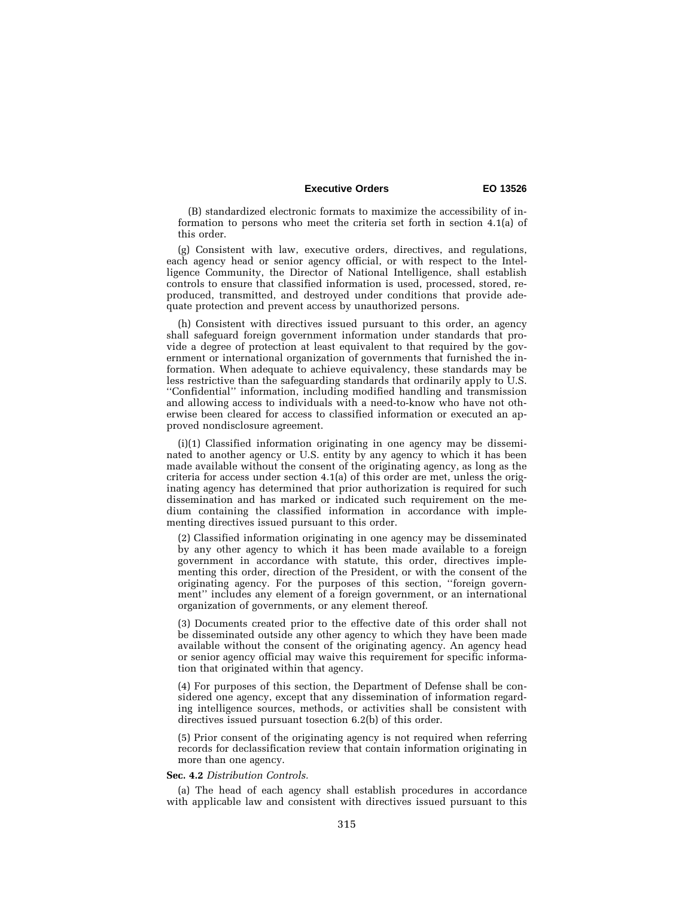(B) standardized electronic formats to maximize the accessibility of information to persons who meet the criteria set forth in section 4.1(a) of this order.

(g) Consistent with law, executive orders, directives, and regulations, each agency head or senior agency official, or with respect to the Intelligence Community, the Director of National Intelligence, shall establish controls to ensure that classified information is used, processed, stored, reproduced, transmitted, and destroyed under conditions that provide adequate protection and prevent access by unauthorized persons.

(h) Consistent with directives issued pursuant to this order, an agency shall safeguard foreign government information under standards that provide a degree of protection at least equivalent to that required by the government or international organization of governments that furnished the information. When adequate to achieve equivalency, these standards may be less restrictive than the safeguarding standards that ordinarily apply to U.S. ''Confidential'' information, including modified handling and transmission and allowing access to individuals with a need-to-know who have not otherwise been cleared for access to classified information or executed an approved nondisclosure agreement.

(i)(1) Classified information originating in one agency may be disseminated to another agency or U.S. entity by any agency to which it has been made available without the consent of the originating agency, as long as the criteria for access under section 4.1(a) of this order are met, unless the originating agency has determined that prior authorization is required for such dissemination and has marked or indicated such requirement on the medium containing the classified information in accordance with implementing directives issued pursuant to this order.

(2) Classified information originating in one agency may be disseminated by any other agency to which it has been made available to a foreign government in accordance with statute, this order, directives implementing this order, direction of the President, or with the consent of the originating agency. For the purposes of this section, ''foreign government'' includes any element of a foreign government, or an international organization of governments, or any element thereof.

(3) Documents created prior to the effective date of this order shall not be disseminated outside any other agency to which they have been made available without the consent of the originating agency. An agency head or senior agency official may waive this requirement for specific information that originated within that agency.

(4) For purposes of this section, the Department of Defense shall be considered one agency, except that any dissemination of information regarding intelligence sources, methods, or activities shall be consistent with directives issued pursuant tosection 6.2(b) of this order.

(5) Prior consent of the originating agency is not required when referring records for declassification review that contain information originating in more than one agency.

**Sec. 4.2** *Distribution Controls.*

(a) The head of each agency shall establish procedures in accordance with applicable law and consistent with directives issued pursuant to this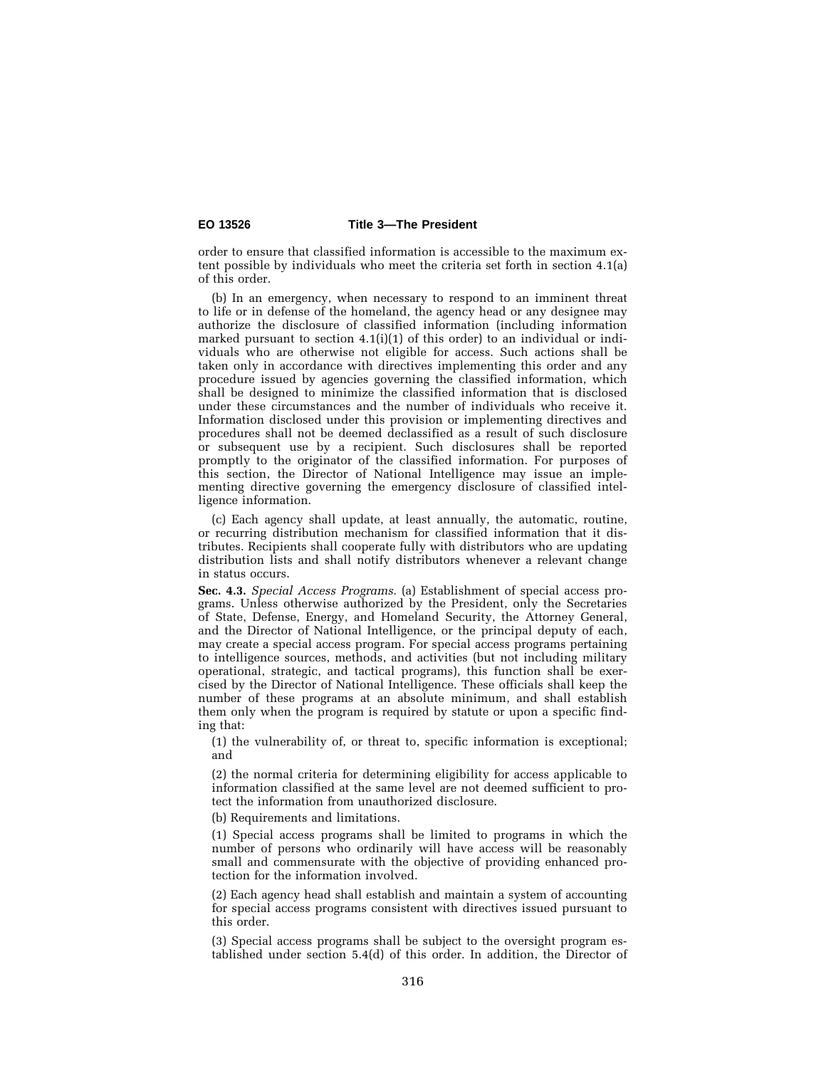order to ensure that classified information is accessible to the maximum extent possible by individuals who meet the criteria set forth in section 4.1(a) of this order.

(b) In an emergency, when necessary to respond to an imminent threat to life or in defense of the homeland, the agency head or any designee may authorize the disclosure of classified information (including information marked pursuant to section 4.1(i)(1) of this order) to an individual or individuals who are otherwise not eligible for access. Such actions shall be taken only in accordance with directives implementing this order and any procedure issued by agencies governing the classified information, which shall be designed to minimize the classified information that is disclosed under these circumstances and the number of individuals who receive it. Information disclosed under this provision or implementing directives and procedures shall not be deemed declassified as a result of such disclosure or subsequent use by a recipient. Such disclosures shall be reported promptly to the originator of the classified information. For purposes of this section, the Director of National Intelligence may issue an implementing directive governing the emergency disclosure of classified intelligence information.

(c) Each agency shall update, at least annually, the automatic, routine, or recurring distribution mechanism for classified information that it distributes. Recipients shall cooperate fully with distributors who are updating distribution lists and shall notify distributors whenever a relevant change in status occurs.

**Sec. 4.3.** *Special Access Programs.* (a) Establishment of special access programs. Unless otherwise authorized by the President, only the Secretaries of State, Defense, Energy, and Homeland Security, the Attorney General, and the Director of National Intelligence, or the principal deputy of each, may create a special access program. For special access programs pertaining to intelligence sources, methods, and activities (but not including military operational, strategic, and tactical programs), this function shall be exercised by the Director of National Intelligence. These officials shall keep the number of these programs at an absolute minimum, and shall establish them only when the program is required by statute or upon a specific finding that:

(1) the vulnerability of, or threat to, specific information is exceptional; and

(2) the normal criteria for determining eligibility for access applicable to information classified at the same level are not deemed sufficient to protect the information from unauthorized disclosure.

(b) Requirements and limitations.

(1) Special access programs shall be limited to programs in which the number of persons who ordinarily will have access will be reasonably small and commensurate with the objective of providing enhanced protection for the information involved.

(2) Each agency head shall establish and maintain a system of accounting for special access programs consistent with directives issued pursuant to this order.

(3) Special access programs shall be subject to the oversight program established under section 5.4(d) of this order. In addition, the Director of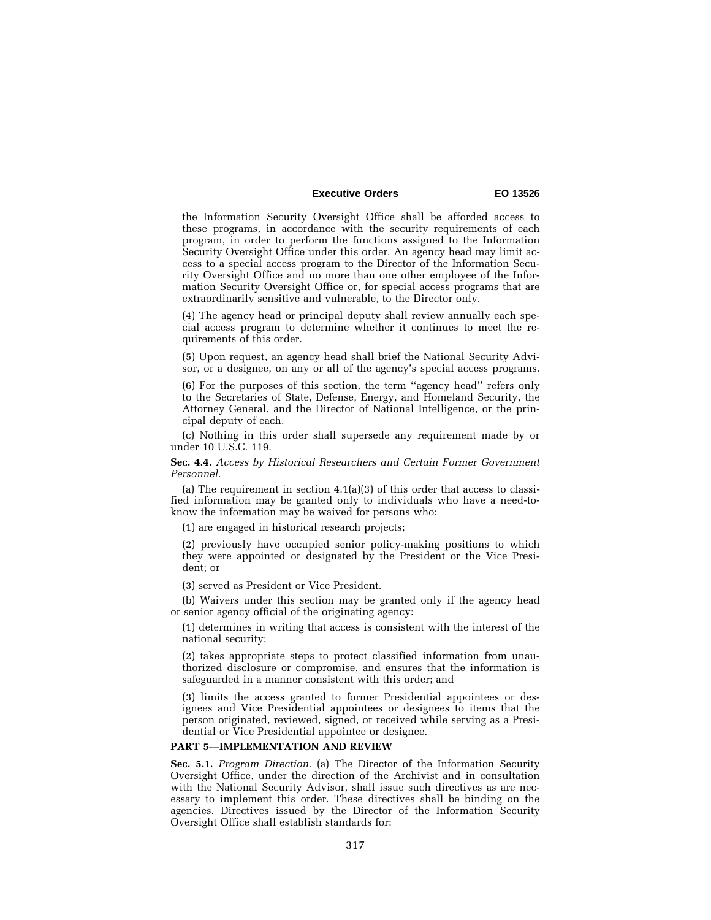the Information Security Oversight Office shall be afforded access to these programs, in accordance with the security requirements of each program, in order to perform the functions assigned to the Information Security Oversight Office under this order. An agency head may limit access to a special access program to the Director of the Information Security Oversight Office and no more than one other employee of the Information Security Oversight Office or, for special access programs that are extraordinarily sensitive and vulnerable, to the Director only.

(4) The agency head or principal deputy shall review annually each special access program to determine whether it continues to meet the requirements of this order.

(5) Upon request, an agency head shall brief the National Security Advisor, or a designee, on any or all of the agency's special access programs.

(6) For the purposes of this section, the term ''agency head'' refers only to the Secretaries of State, Defense, Energy, and Homeland Security, the Attorney General, and the Director of National Intelligence, or the principal deputy of each.

(c) Nothing in this order shall supersede any requirement made by or under 10 U.S.C. 119.

**Sec. 4.4.** *Access by Historical Researchers and Certain Former Government Personnel.*

(a) The requirement in section 4.1(a)(3) of this order that access to classified information may be granted only to individuals who have a need-to-know the information may be waived for persons who:

(1) are engaged in historical research projects;

(2) previously have occupied senior policy-making positions to which they were appointed or designated by the President or the Vice President; or

(3) served as President or Vice President.

(b) Waivers under this section may be granted only if the agency head or senior agency official of the originating agency:

(1) determines in writing that access is consistent with the interest of the national security;

(2) takes appropriate steps to protect classified information from unauthorized disclosure or compromise, and ensures that the information is safeguarded in a manner consistent with this order; and

(3) limits the access granted to former Presidential appointees or designees and Vice Presidential appointees or designees to items that the person originated, reviewed, signed, or received while serving as a Presidential or Vice Presidential appointee or designee.

## PART 5—IMPLEMENTATION AND REVIEW

**Sec. 5.1.** *Program Direction.* (a) The Director of the Information Security Oversight Office, under the direction of the Archivist and in consultation with the National Security Advisor, shall issue such directives as are necessary to implement this order. These directives shall be binding on the agencies. Directives issued by the Director of the Information Security Oversight Office shall establish standards for: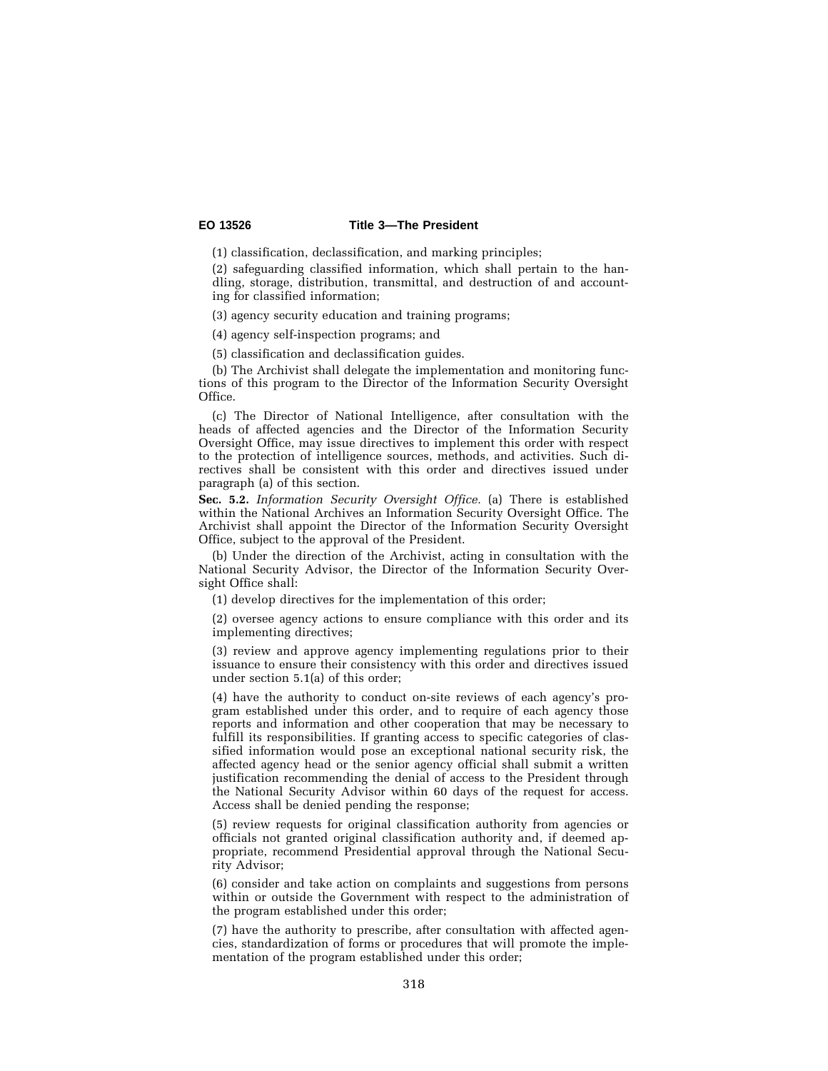(1) classification, declassification, and marking principles;

(2) safeguarding classified information, which shall pertain to the handling, storage, distribution, transmittal, and destruction of and accounting for classified information;

(3) agency security education and training programs;

(4) agency self-inspection programs; and

(5) classification and declassification guides.

(b) The Archivist shall delegate the implementation and monitoring functions of this program to the Director of the Information Security Oversight Office.

(c) The Director of National Intelligence, after consultation with the heads of affected agencies and the Director of the Information Security Oversight Office, may issue directives to implement this order with respect to the protection of intelligence sources, methods, and activities. Such directives shall be consistent with this order and directives issued under paragraph (a) of this section.

**Sec. 5.2.** *Information Security Oversight Office.* (a) There is established within the National Archives an Information Security Oversight Office. The Archivist shall appoint the Director of the Information Security Oversight Office, subject to the approval of the President.

(b) Under the direction of the Archivist, acting in consultation with the National Security Advisor, the Director of the Information Security Oversight Office shall:

(1) develop directives for the implementation of this order;

(2) oversee agency actions to ensure compliance with this order and its implementing directives;

(3) review and approve agency implementing regulations prior to their issuance to ensure their consistency with this order and directives issued under section 5.1(a) of this order;

(4) have the authority to conduct on-site reviews of each agency's program established under this order, and to require of each agency those reports and information and other cooperation that may be necessary to fulfill its responsibilities. If granting access to specific categories of classified information would pose an exceptional national security risk, the affected agency head or the senior agency official shall submit a written justification recommending the denial of access to the President through the National Security Advisor within 60 days of the request for access. Access shall be denied pending the response;

(5) review requests for original classification authority from agencies or officials not granted original classification authority and, if deemed appropriate, recommend Presidential approval through the National Security Advisor;

(6) consider and take action on complaints and suggestions from persons within or outside the Government with respect to the administration of the program established under this order;

(7) have the authority to prescribe, after consultation with affected agencies, standardization of forms or procedures that will promote the implementation of the program established under this order;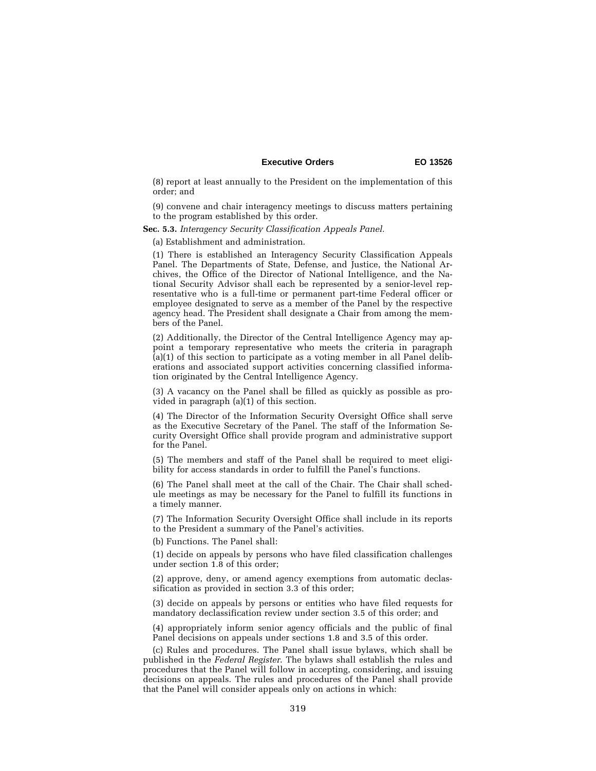(8) report at least annually to the President on the implementation of this order; and

(9) convene and chair interagency meetings to discuss matters pertaining to the program established by this order.

**Sec. 5.3.** *Interagency Security Classification Appeals Panel.*

(a) Establishment and administration.

(1) There is established an Interagency Security Classification Appeals Panel. The Departments of State, Defense, and Justice, the National Archives, the Office of the Director of National Intelligence, and the National Security Advisor shall each be represented by a senior-level representative who is a full-time or permanent part-time Federal officer or employee designated to serve as a member of the Panel by the respective agency head. The President shall designate a Chair from among the members of the Panel.

(2) Additionally, the Director of the Central Intelligence Agency may appoint a temporary representative who meets the criteria in paragraph (a)(1) of this section to participate as a voting member in all Panel deliberations and associated support activities concerning classified information originated by the Central Intelligence Agency.

(3) A vacancy on the Panel shall be filled as quickly as possible as provided in paragraph (a)(1) of this section.

(4) The Director of the Information Security Oversight Office shall serve as the Executive Secretary of the Panel. The staff of the Information Security Oversight Office shall provide program and administrative support for the Panel.

(5) The members and staff of the Panel shall be required to meet eligibility for access standards in order to fulfill the Panel's functions.

(6) The Panel shall meet at the call of the Chair. The Chair shall schedule meetings as may be necessary for the Panel to fulfill its functions in a timely manner.

(7) The Information Security Oversight Office shall include in its reports to the President a summary of the Panel's activities.

(b) Functions. The Panel shall:

(1) decide on appeals by persons who have filed classification challenges under section 1.8 of this order;

(2) approve, deny, or amend agency exemptions from automatic declassification as provided in section 3.3 of this order;

(3) decide on appeals by persons or entities who have filed requests for mandatory declassification review under section 3.5 of this order; and

(4) appropriately inform senior agency officials and the public of final Panel decisions on appeals under sections 1.8 and 3.5 of this order.

(c) Rules and procedures. The Panel shall issue bylaws, which shall be published in the *Federal Register*. The bylaws shall establish the rules and procedures that the Panel will follow in accepting, considering, and issuing decisions on appeals. The rules and procedures of the Panel shall provide that the Panel will consider appeals only on actions in which: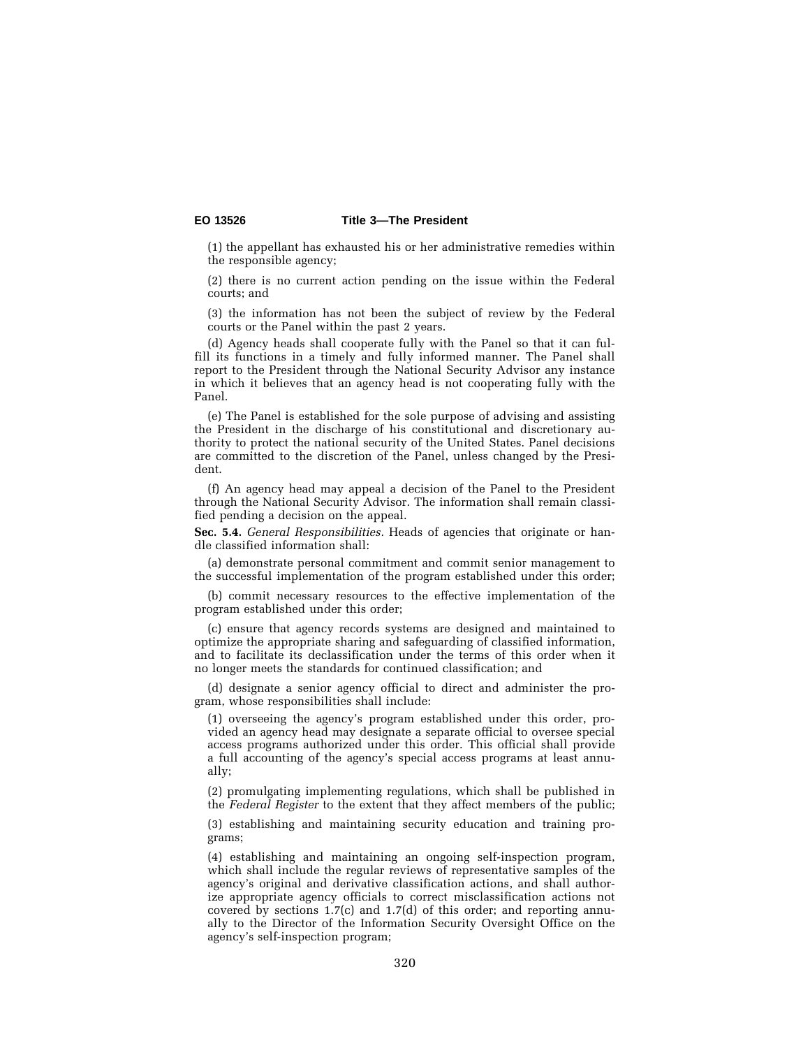(1) the appellant has exhausted his or her administrative remedies within the responsible agency;

(2) there is no current action pending on the issue within the Federal courts; and

(3) the information has not been the subject of review by the Federal courts or the Panel within the past 2 years.

(d) Agency heads shall cooperate fully with the Panel so that it can fulfill its functions in a timely and fully informed manner. The Panel shall report to the President through the National Security Advisor any instance in which it believes that an agency head is not cooperating fully with the Panel.

(e) The Panel is established for the sole purpose of advising and assisting the President in the discharge of his constitutional and discretionary authority to protect the national security of the United States. Panel decisions are committed to the discretion of the Panel, unless changed by the President.

(f) An agency head may appeal a decision of the Panel to the President through the National Security Advisor. The information shall remain classified pending a decision on the appeal.

**Sec. 5.4.** *General Responsibilities.* Heads of agencies that originate or handle classified information shall:

(a) demonstrate personal commitment and commit senior management to the successful implementation of the program established under this order;

(b) commit necessary resources to the effective implementation of the program established under this order;

(c) ensure that agency records systems are designed and maintained to optimize the appropriate sharing and safeguarding of classified information, and to facilitate its declassification under the terms of this order when it no longer meets the standards for continued classification; and

(d) designate a senior agency official to direct and administer the program, whose responsibilities shall include:

(1) overseeing the agency's program established under this order, provided an agency head may designate a separate official to oversee special access programs authorized under this order. This official shall provide a full accounting of the agency's special access programs at least annually;

(2) promulgating implementing regulations, which shall be published in the *Federal Register* to the extent that they affect members of the public;

(3) establishing and maintaining security education and training programs;

(4) establishing and maintaining an ongoing self-inspection program, which shall include the regular reviews of representative samples of the agency's original and derivative classification actions, and shall authorize appropriate agency officials to correct misclassification actions not covered by sections 1.7(c) and 1.7(d) of this order; and reporting annually to the Director of the Information Security Oversight Office on the agency's self-inspection program;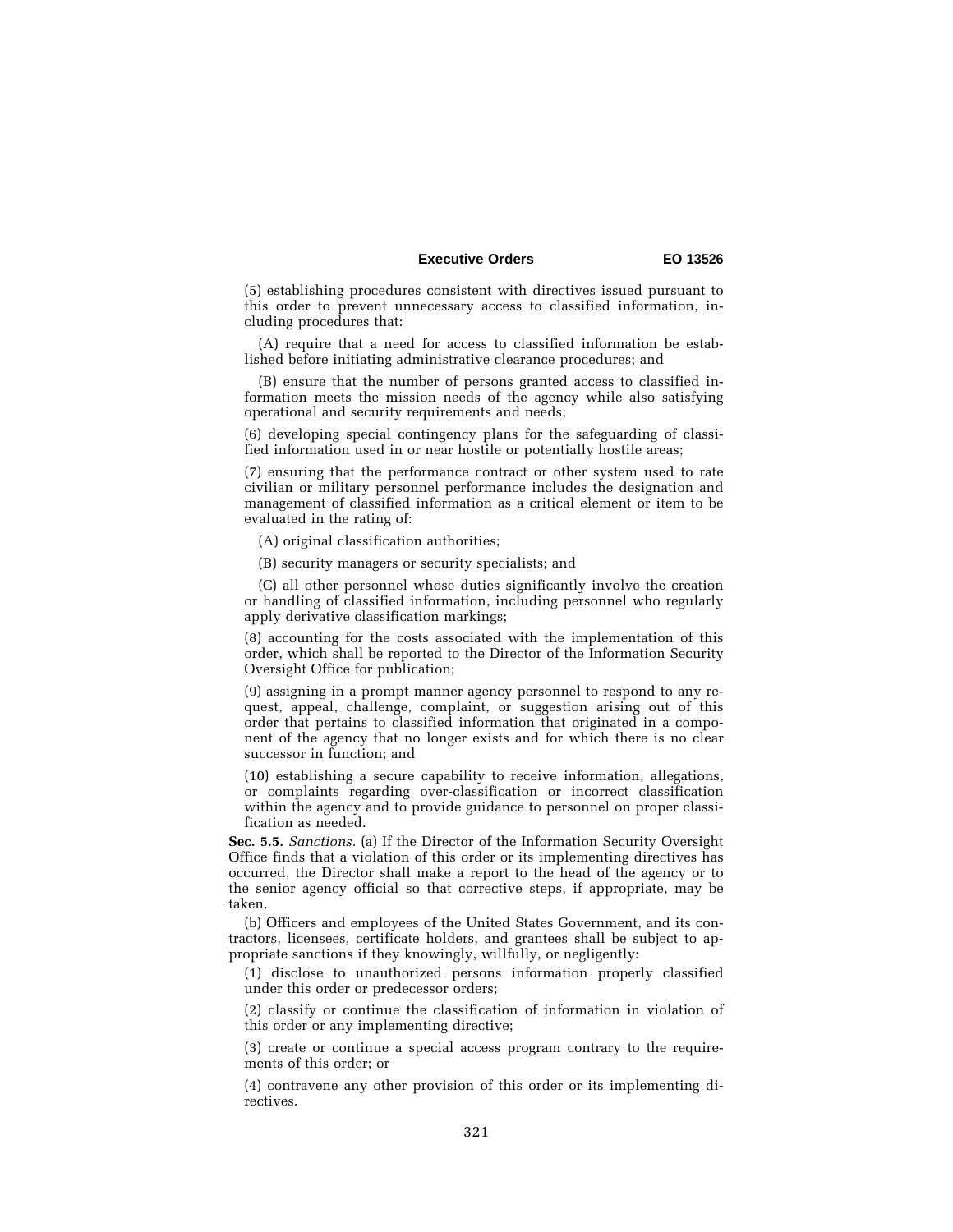(5) establishing procedures consistent with directives issued pursuant to this order to prevent unnecessary access to classified information, including procedures that:

(A) require that a need for access to classified information be established before initiating administrative clearance procedures; and

(B) ensure that the number of persons granted access to classified information meets the mission needs of the agency while also satisfying operational and security requirements and needs;

(6) developing special contingency plans for the safeguarding of classified information used in or near hostile or potentially hostile areas;

(7) ensuring that the performance contract or other system used to rate civilian or military personnel performance includes the designation and management of classified information as a critical element or item to be evaluated in the rating of:

(A) original classification authorities;

(B) security managers or security specialists; and

(C) all other personnel whose duties significantly involve the creation or handling of classified information, including personnel who regularly apply derivative classification markings;

(8) accounting for the costs associated with the implementation of this order, which shall be reported to the Director of the Information Security Oversight Office for publication;

(9) assigning in a prompt manner agency personnel to respond to any request, appeal, challenge, complaint, or suggestion arising out of this order that pertains to classified information that originated in a component of the agency that no longer exists and for which there is no clear successor in function; and

(10) establishing a secure capability to receive information, allegations, or complaints regarding over-classification or incorrect classification within the agency and to provide guidance to personnel on proper classification as needed.

**Sec. 5.5.** *Sanctions.* (a) If the Director of the Information Security Oversight Office finds that a violation of this order or its implementing directives has occurred, the Director shall make a report to the head of the agency or to the senior agency official so that corrective steps, if appropriate, may be taken.

(b) Officers and employees of the United States Government, and its contractors, licensees, certificate holders, and grantees shall be subject to appropriate sanctions if they knowingly, willfully, or negligently:

(1) disclose to unauthorized persons information properly classified under this order or predecessor orders;

(2) classify or continue the classification of information in violation of this order or any implementing directive;

(3) create or continue a special access program contrary to the requirements of this order; or

(4) contravene any other provision of this order or its implementing directives.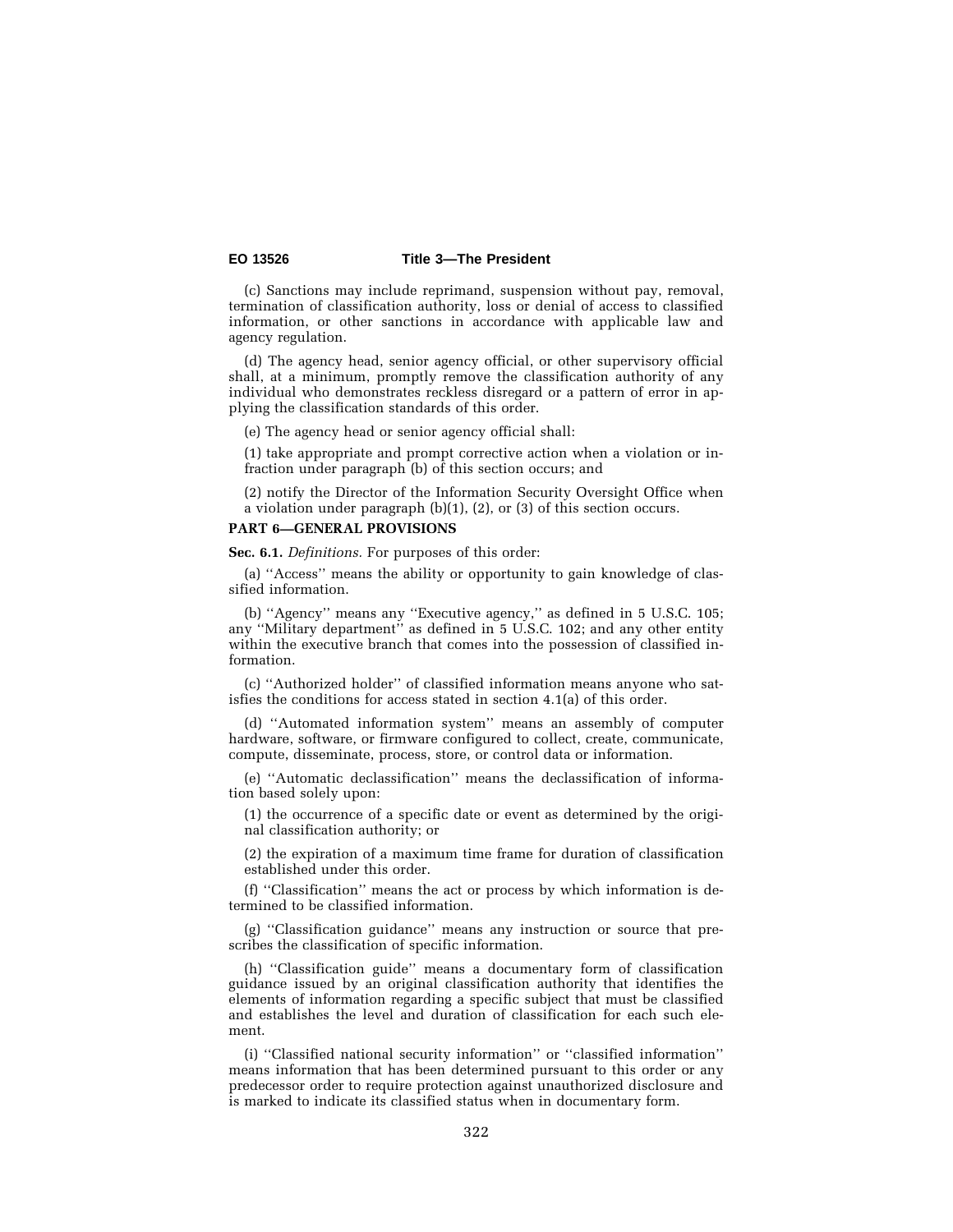(c) Sanctions may include reprimand, suspension without pay, removal, termination of classification authority, loss or denial of access to classified information, or other sanctions in accordance with applicable law and agency regulation.

(d) The agency head, senior agency official, or other supervisory official shall, at a minimum, promptly remove the classification authority of any individual who demonstrates reckless disregard or a pattern of error in applying the classification standards of this order.

(e) The agency head or senior agency official shall:

(1) take appropriate and prompt corrective action when a violation or infraction under paragraph (b) of this section occurs; and

(2) notify the Director of the Information Security Oversight Office when a violation under paragraph (b)(1), (2), or (3) of this section occurs.

**PART 6—GENERAL PROVISIONS**

**Sec. 6.1.** *Definitions.* For purposes of this order:

(a) ''Access'' means the ability or opportunity to gain knowledge of classified information.

(b) ''Agency'' means any ''Executive agency,'' as defined in 5 U.S.C. 105; any ''Military department'' as defined in 5 U.S.C. 102; and any other entity within the executive branch that comes into the possession of classified information.

(c) ''Authorized holder'' of classified information means anyone who satisfies the conditions for access stated in section 4.1(a) of this order.

(d) ''Automated information system'' means an assembly of computer hardware, software, or firmware configured to collect, create, communicate, compute, disseminate, process, store, or control data or information.

(e) ''Automatic declassification'' means the declassification of information based solely upon:

(1) the occurrence of a specific date or event as determined by the original classification authority; or

(2) the expiration of a maximum time frame for duration of classification established under this order.

(f) ''Classification'' means the act or process by which information is determined to be classified information.

(g) ''Classification guidance'' means any instruction or source that prescribes the classification of specific information.

(h) ''Classification guide'' means a documentary form of classification guidance issued by an original classification authority that identifies the elements of information regarding a specific subject that must be classified and establishes the level and duration of classification for each such element.

(i) ''Classified national security information'' or ''classified information'' means information that has been determined pursuant to this order or any predecessor order to require protection against unauthorized disclosure and is marked to indicate its classified status when in documentary form.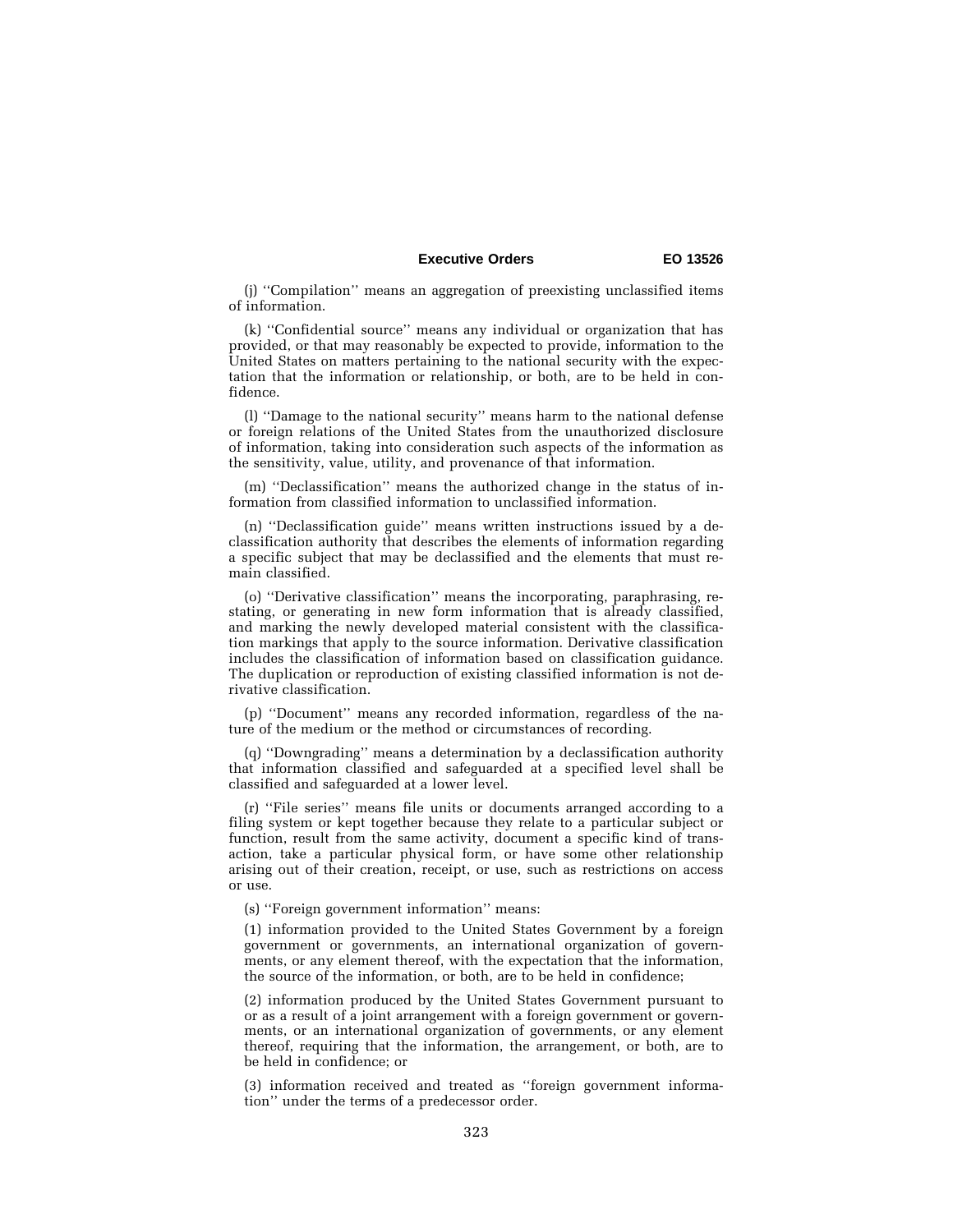(j) ''Compilation'' means an aggregation of preexisting unclassified items of information.

(k) ''Confidential source'' means any individual or organization that has provided, or that may reasonably be expected to provide, information to the United States on matters pertaining to the national security with the expectation that the information or relationship, or both, are to be held in confidence.

(l) ''Damage to the national security'' means harm to the national defense or foreign relations of the United States from the unauthorized disclosure of information, taking into consideration such aspects of the information as the sensitivity, value, utility, and provenance of that information.

(m) ''Declassification'' means the authorized change in the status of information from classified information to unclassified information.

(n) ''Declassification guide'' means written instructions issued by a declassification authority that describes the elements of information regarding a specific subject that may be declassified and the elements that must remain classified.

(o) ''Derivative classification'' means the incorporating, paraphrasing, restating, or generating in new form information that is already classified, and marking the newly developed material consistent with the classification markings that apply to the source information. Derivative classification includes the classification of information based on classification guidance. The duplication or reproduction of existing classified information is not derivative classification.

(p) ''Document'' means any recorded information, regardless of the nature of the medium or the method or circumstances of recording.

(q) ''Downgrading'' means a determination by a declassification authority that information classified and safeguarded at a specified level shall be classified and safeguarded at a lower level.

(r) ''File series'' means file units or documents arranged according to a filing system or kept together because they relate to a particular subject or function, result from the same activity, document a specific kind of transaction, take a particular physical form, or have some other relationship arising out of their creation, receipt, or use, such as restrictions on access or use.

(s) ''Foreign government information'' means:

(1) information provided to the United States Government by a foreign government or governments, an international organization of governments, or any element thereof, with the expectation that the information, the source of the information, or both, are to be held in confidence;

(2) information produced by the United States Government pursuant to or as a result of a joint arrangement with a foreign government or governments, or an international organization of governments, or any element thereof, requiring that the information, the arrangement, or both, are to be held in confidence; or

(3) information received and treated as ''foreign government information'' under the terms of a predecessor order.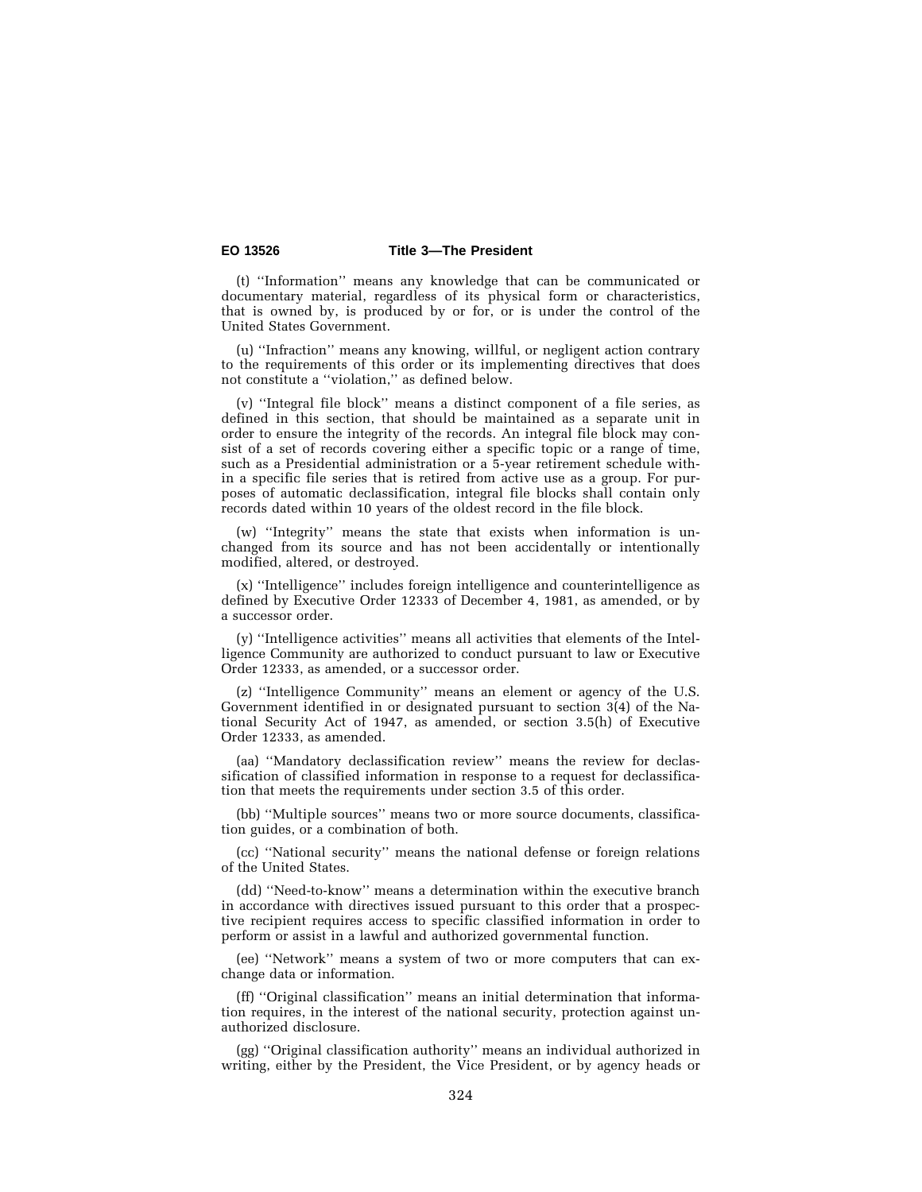(t) ''Information'' means any knowledge that can be communicated or documentary material, regardless of its physical form or characteristics, that is owned by, is produced by or for, or is under the control of the United States Government.

(u) ''Infraction'' means any knowing, willful, or negligent action contrary to the requirements of this order or its implementing directives that does not constitute a ''violation,'' as defined below.

(v) ''Integral file block'' means a distinct component of a file series, as defined in this section, that should be maintained as a separate unit in order to ensure the integrity of the records. An integral file block may consist of a set of records covering either a specific topic or a range of time, such as a Presidential administration or a 5-year retirement schedule within a specific file series that is retired from active use as a group. For purposes of automatic declassification, integral file blocks shall contain only records dated within 10 years of the oldest record in the file block.

(w) ''Integrity'' means the state that exists when information is unchanged from its source and has not been accidentally or intentionally modified, altered, or destroyed.

(x) ''Intelligence'' includes foreign intelligence and counterintelligence as defined by Executive Order 12333 of December 4, 1981, as amended, or by a successor order.

(y) ''Intelligence activities'' means all activities that elements of the Intelligence Community are authorized to conduct pursuant to law or Executive Order 12333, as amended, or a successor order.

(z) ''Intelligence Community'' means an element or agency of the U.S. Government identified in or designated pursuant to section 3(4) of the National Security Act of 1947, as amended, or section 3.5(h) of Executive Order 12333, as amended.

(aa) ''Mandatory declassification review'' means the review for declassification of classified information in response to a request for declassification that meets the requirements under section 3.5 of this order.

(bb) ''Multiple sources'' means two or more source documents, classification guides, or a combination of both.

(cc) ''National security'' means the national defense or foreign relations of the United States.

(dd) ''Need-to-know'' means a determination within the executive branch in accordance with directives issued pursuant to this order that a prospective recipient requires access to specific classified information in order to perform or assist in a lawful and authorized governmental function.

(ee) ''Network'' means a system of two or more computers that can exchange data or information.

(ff) ''Original classification'' means an initial determination that information requires, in the interest of the national security, protection against unauthorized disclosure.

(gg) ''Original classification authority'' means an individual authorized in writing, either by the President, the Vice President, or by agency heads or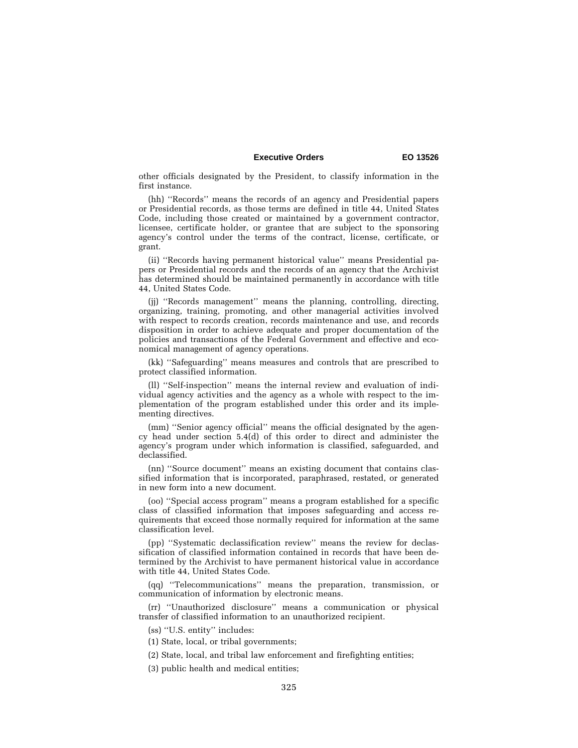other officials designated by the President, to classify information in the first instance.

(hh) ''Records'' means the records of an agency and Presidential papers or Presidential records, as those terms are defined in title 44, United States Code, including those created or maintained by a government contractor, licensee, certificate holder, or grantee that are subject to the sponsoring agency's control under the terms of the contract, license, certificate, or grant.

(ii) ''Records having permanent historical value'' means Presidential papers or Presidential records and the records of an agency that the Archivist has determined should be maintained permanently in accordance with title 44, United States Code.

(jj) ''Records management'' means the planning, controlling, directing, organizing, training, promoting, and other managerial activities involved with respect to records creation, records maintenance and use, and records disposition in order to achieve adequate and proper documentation of the policies and transactions of the Federal Government and effective and economical management of agency operations.

(kk) ''Safeguarding'' means measures and controls that are prescribed to protect classified information.

(ll) ''Self-inspection'' means the internal review and evaluation of individual agency activities and the agency as a whole with respect to the implementation of the program established under this order and its implementing directives.

(mm) ''Senior agency official'' means the official designated by the agency head under section 5.4(d) of this order to direct and administer the agency's program under which information is classified, safeguarded, and declassified.

(nn) ''Source document'' means an existing document that contains classified information that is incorporated, paraphrased, restated, or generated in new form into a new document.

(oo) ''Special access program'' means a program established for a specific class of classified information that imposes safeguarding and access requirements that exceed those normally required for information at the same classification level.

(pp) ''Systematic declassification review'' means the review for declassification of classified information contained in records that have been determined by the Archivist to have permanent historical value in accordance with title 44, United States Code.

(qq) ''Telecommunications'' means the preparation, transmission, or communication of information by electronic means.

(rr) ''Unauthorized disclosure'' means a communication or physical transfer of classified information to an unauthorized recipient.

(ss) ''U.S. entity'' includes:

(1) State, local, or tribal governments;

(2) State, local, and tribal law enforcement and firefighting entities;

(3) public health and medical entities;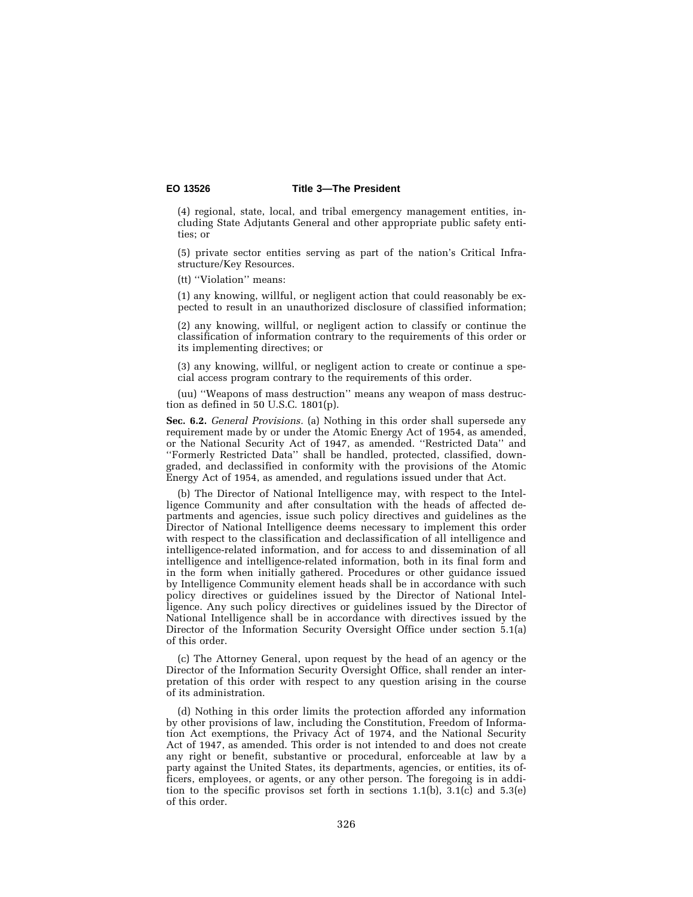(4) regional, state, local, and tribal emergency management entities, including State Adjutants General and other appropriate public safety entities; or

(5) private sector entities serving as part of the nation's Critical Infrastructure/Key Resources.

(tt) ''Violation'' means:

(1) any knowing, willful, or negligent action that could reasonably be expected to result in an unauthorized disclosure of classified information;

(2) any knowing, willful, or negligent action to classify or continue the classification of information contrary to the requirements of this order or its implementing directives; or

(3) any knowing, willful, or negligent action to create or continue a special access program contrary to the requirements of this order.

(uu) ''Weapons of mass destruction'' means any weapon of mass destruction as defined in 50 U.S.C. 1801(p).

**Sec. 6.2.** *General Provisions.* (a) Nothing in this order shall supersede any requirement made by or under the Atomic Energy Act of 1954, as amended, or the National Security Act of 1947, as amended. ''Restricted Data'' and ''Formerly Restricted Data'' shall be handled, protected, classified, downgraded, and declassified in conformity with the provisions of the Atomic Energy Act of 1954, as amended, and regulations issued under that Act.

(b) The Director of National Intelligence may, with respect to the Intelligence Community and after consultation with the heads of affected departments and agencies, issue such policy directives and guidelines as the Director of National Intelligence deems necessary to implement this order with respect to the classification and declassification of all intelligence and intelligence-related information, and for access to and dissemination of all intelligence and intelligence-related information, both in its final form and in the form when initially gathered. Procedures or other guidance issued by Intelligence Community element heads shall be in accordance with such policy directives or guidelines issued by the Director of National Intelligence. Any such policy directives or guidelines issued by the Director of National Intelligence shall be in accordance with directives issued by the Director of the Information Security Oversight Office under section 5.1(a) of this order.

(c) The Attorney General, upon request by the head of an agency or the Director of the Information Security Oversight Office, shall render an interpretation of this order with respect to any question arising in the course of its administration.

(d) Nothing in this order limits the protection afforded any information by other provisions of law, including the Constitution, Freedom of Information Act exemptions, the Privacy Act of 1974, and the National Security Act of 1947, as amended. This order is not intended to and does not create any right or benefit, substantive or procedural, enforceable at law by a party against the United States, its departments, agencies, or entities, its officers, employees, or agents, or any other person. The foregoing is in addition to the specific provisos set forth in sections 1.1(b), 3.1(c) and 5.3(e) of this order.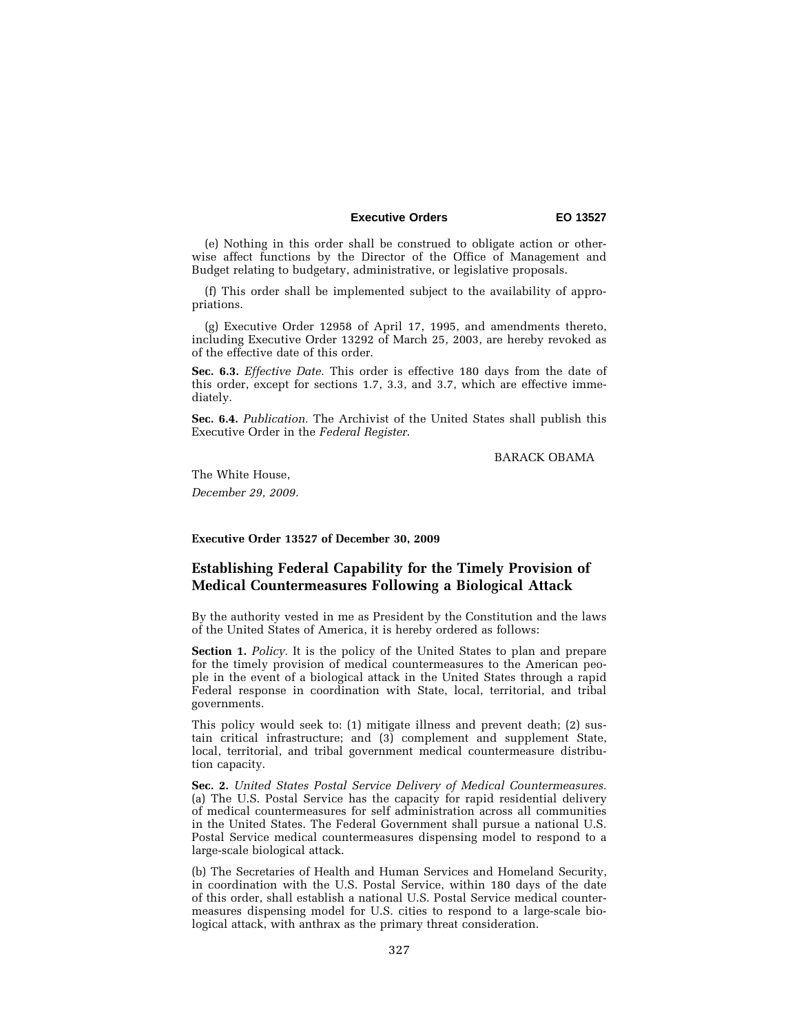(e) Nothing in this order shall be construed to obligate action or otherwise affect functions by the Director of the Office of Management and Budget relating to budgetary, administrative, or legislative proposals.

(f) This order shall be implemented subject to the availability of appropriations.

(g) Executive Order 12958 of April 17, 1995, and amendments thereto, including Executive Order 13292 of March 25, 2003, are hereby revoked as of the effective date of this order.

**Sec. 6.3.** *Effective Date.* This order is effective 180 days from the date of this order, except for sections 1.7, 3.3, and 3.7, which are effective immediately.

**Sec. 6.4.** *Publication.* The Archivist of the United States shall publish this Executive Order in the *Federal Register*.

BARACK OBAMA

The White House,

*December 29, 2009.*

**Executive Order 13527 of December 30, 2009**

## Establishing Federal Capability for the Timely Provision of Medical Countermeasures Following a Biological Attack

By the authority vested in me as President by the Constitution and the laws of the United States of America, it is hereby ordered as follows:

**Section 1.** *Policy.* It is the policy of the United States to plan and prepare for the timely provision of medical countermeasures to the American people in the event of a biological attack in the United States through a rapid Federal response in coordination with State, local, territorial, and tribal governments.

This policy would seek to: (1) mitigate illness and prevent death; (2) sustain critical infrastructure; and (3) complement and supplement State, local, territorial, and tribal government medical countermeasure distribution capacity.

**Sec. 2.** *United States Postal Service Delivery of Medical Countermeasures.* (a) The U.S. Postal Service has the capacity for rapid residential delivery of medical countermeasures for self administration across all communities in the United States. The Federal Government shall pursue a national U.S. Postal Service medical countermeasures dispensing model to respond to a large-scale biological attack.

(b) The Secretaries of Health and Human Services and Homeland Security, in coordination with the U.S. Postal Service, within 180 days of the date of this order, shall establish a national U.S. Postal Service medical countermeasures dispensing model for U.S. cities to respond to a large-scale biological attack, with anthrax as the primary threat consideration.